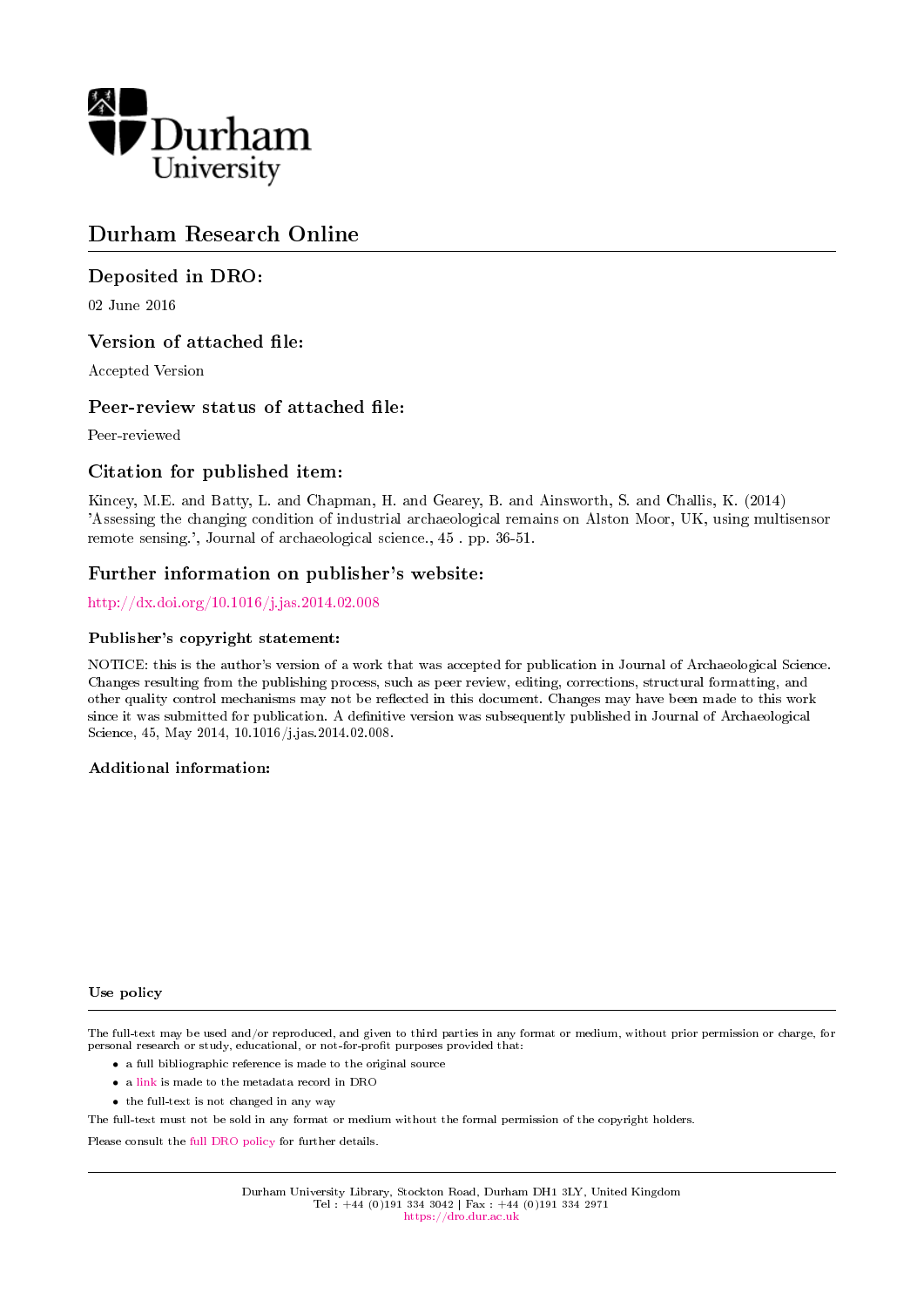Durham University

# Durham Research Online

## Deposited in DRO:

02 June 2016

## Version of attached file:

Accepted Version

## Peer-review status of attached file:

Peer-reviewed

## Citation for published item:

Kincey, M.E. and Batty, L. and Chapman, H. and Gearey, B. and Ainsworth, S. and Challis, K. (2014) 'Assessing the changing condition of industrial archaeological remains on Alston Moor, UK, using multisensor remote sensing.', Journal of archaeological science., 45 . pp. 36-51.

## Further information on publisher's website:

http://dx.doi.org/10.1016/j.jas.2014.02.008

### Publisher's copyright statement:

NOTICE: this is the author's version of a work that was accepted for publication in Journal of Archaeological Science. Changes resulting from the publishing process, such as peer review, editing, corrections, structural formatting, and other quality control mechanisms may not be reflected in this document. Changes may have been made to this work since it was submitted for publication. A definitive version was subsequently published in Journal of Archaeological Science, 45, May 2014, 10.1016/j.jas.2014.02.008.

### Additional information:

### Use policy

The full-text may be used and/or reproduced, and given to third parties in any format or medium, without prior permission or charge, for personal research or study, educational, or not-for-profit purposes provided that:

- a full bibliographic reference is made to the original source
- a link is made to the metadata record in DRO
- the full-text is not changed in any way

The full-text must not be sold in any format or medium without the formal permission of the copyright holders.

Please consult the full DRO policy for further details.

Durham University Library, Stockton Road, Durham DH1 3LY, United Kingdom
Tel : +44 (0)191 334 3042 | Fax : +44 (0)191 334 2971
https://dro.dur.ac.uk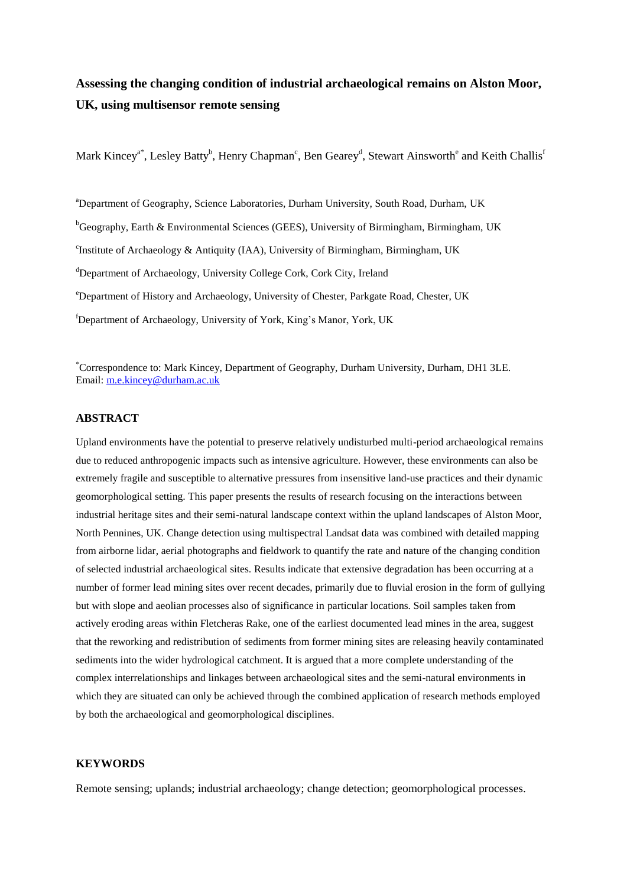# Assessing the changing condition of industrial archaeological remains on Alston Moor, UK, using multisensor remote sensing

Mark Kincey[a*], Lesley Batty[b], Henry Chapman[c], Ben Gearey[d], Stewart Ainsworth[e] and Keith Challis[f]

[a]Department of Geography, Science Laboratories, Durham University, South Road, Durham, UK

[b]Geography, Earth & Environmental Sciences (GEES), University of Birmingham, Birmingham, UK

[c]Institute of Archaeology & Antiquity (IAA), University of Birmingham, Birmingham, UK

[d]Department of Archaeology, University College Cork, Cork City, Ireland

[e]Department of History and Archaeology, University of Chester, Parkgate Road, Chester, UK

[f]Department of Archaeology, University of York, King's Manor, York, UK

[*]Correspondence to: Mark Kincey, Department of Geography, Durham University, Durham, DH1 3LE. Email: m.e.kincey@durham.ac.uk

## ABSTRACT

Upland environments have the potential to preserve relatively undisturbed multi-period archaeological remains due to reduced anthropogenic impacts such as intensive agriculture. However, these environments can also be extremely fragile and susceptible to alternative pressures from insensitive land-use practices and their dynamic geomorphological setting. This paper presents the results of research focusing on the interactions between industrial heritage sites and their semi-natural landscape context within the upland landscapes of Alston Moor, North Pennines, UK. Change detection using multispectral Landsat data was combined with detailed mapping from airborne lidar, aerial photographs and fieldwork to quantify the rate and nature of the changing condition of selected industrial archaeological sites. Results indicate that extensive degradation has been occurring at a number of former lead mining sites over recent decades, primarily due to fluvial erosion in the form of gullying but with slope and aeolian processes also of significance in particular locations. Soil samples taken from actively eroding areas within Fletcheras Rake, one of the earliest documented lead mines in the area, suggest that the reworking and redistribution of sediments from former mining sites are releasing heavily contaminated sediments into the wider hydrological catchment. It is argued that a more complete understanding of the complex interrelationships and linkages between archaeological sites and the semi-natural environments in which they are situated can only be achieved through the combined application of research methods employed by both the archaeological and geomorphological disciplines.

## KEYWORDS

Remote sensing; uplands; industrial archaeology; change detection; geomorphological processes.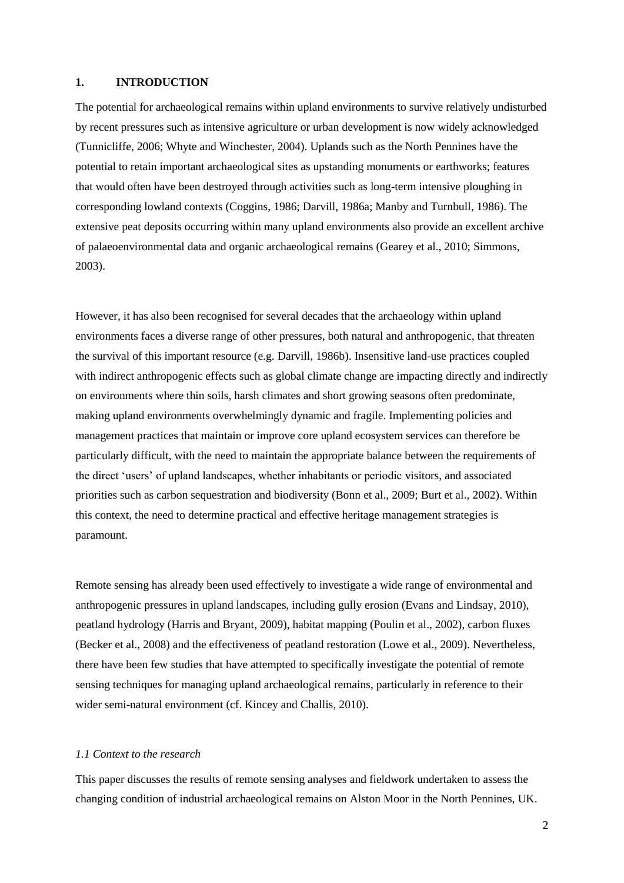## 1. INTRODUCTION

The potential for archaeological remains within upland environments to survive relatively undisturbed by recent pressures such as intensive agriculture or urban development is now widely acknowledged (Tunnicliffe, 2006; Whyte and Winchester, 2004). Uplands such as the North Pennines have the potential to retain important archaeological sites as upstanding monuments or earthworks; features that would often have been destroyed through activities such as long-term intensive ploughing in corresponding lowland contexts (Coggins, 1986; Darvill, 1986a; Manby and Turnbull, 1986). The extensive peat deposits occurring within many upland environments also provide an excellent archive of palaeoenvironmental data and organic archaeological remains (Gearey et al., 2010; Simmons, 2003).

However, it has also been recognised for several decades that the archaeology within upland environments faces a diverse range of other pressures, both natural and anthropogenic, that threaten the survival of this important resource (e.g. Darvill, 1986b). Insensitive land-use practices coupled with indirect anthropogenic effects such as global climate change are impacting directly and indirectly on environments where thin soils, harsh climates and short growing seasons often predominate, making upland environments overwhelmingly dynamic and fragile. Implementing policies and management practices that maintain or improve core upland ecosystem services can therefore be particularly difficult, with the need to maintain the appropriate balance between the requirements of the direct 'users' of upland landscapes, whether inhabitants or periodic visitors, and associated priorities such as carbon sequestration and biodiversity (Bonn et al., 2009; Burt et al., 2002). Within this context, the need to determine practical and effective heritage management strategies is paramount.

Remote sensing has already been used effectively to investigate a wide range of environmental and anthropogenic pressures in upland landscapes, including gully erosion (Evans and Lindsay, 2010), peatland hydrology (Harris and Bryant, 2009), habitat mapping (Poulin et al., 2002), carbon fluxes (Becker et al., 2008) and the effectiveness of peatland restoration (Lowe et al., 2009). Nevertheless, there have been few studies that have attempted to specifically investigate the potential of remote sensing techniques for managing upland archaeological remains, particularly in reference to their wider semi-natural environment (cf. Kincey and Challis, 2010).

### *1.1 Context to the research*

This paper discusses the results of remote sensing analyses and fieldwork undertaken to assess the changing condition of industrial archaeological remains on Alston Moor in the North Pennines, UK.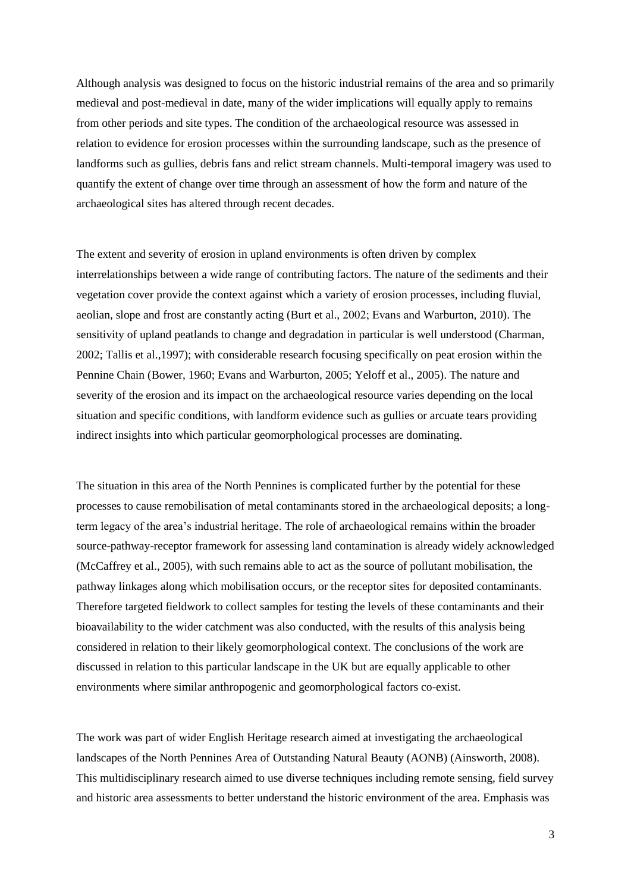Although analysis was designed to focus on the historic industrial remains of the area and so primarily medieval and post-medieval in date, many of the wider implications will equally apply to remains from other periods and site types. The condition of the archaeological resource was assessed in relation to evidence for erosion processes within the surrounding landscape, such as the presence of landforms such as gullies, debris fans and relict stream channels. Multi-temporal imagery was used to quantify the extent of change over time through an assessment of how the form and nature of the archaeological sites has altered through recent decades.

The extent and severity of erosion in upland environments is often driven by complex interrelationships between a wide range of contributing factors. The nature of the sediments and their vegetation cover provide the context against which a variety of erosion processes, including fluvial, aeolian, slope and frost are constantly acting (Burt et al., 2002; Evans and Warburton, 2010). The sensitivity of upland peatlands to change and degradation in particular is well understood (Charman, 2002; Tallis et al.,1997); with considerable research focusing specifically on peat erosion within the Pennine Chain (Bower, 1960; Evans and Warburton, 2005; Yeloff et al., 2005). The nature and severity of the erosion and its impact on the archaeological resource varies depending on the local situation and specific conditions, with landform evidence such as gullies or arcuate tears providing indirect insights into which particular geomorphological processes are dominating.

The situation in this area of the North Pennines is complicated further by the potential for these processes to cause remobilisation of metal contaminants stored in the archaeological deposits; a long-term legacy of the area's industrial heritage. The role of archaeological remains within the broader source-pathway-receptor framework for assessing land contamination is already widely acknowledged (McCaffrey et al., 2005), with such remains able to act as the source of pollutant mobilisation, the pathway linkages along which mobilisation occurs, or the receptor sites for deposited contaminants. Therefore targeted fieldwork to collect samples for testing the levels of these contaminants and their bioavailability to the wider catchment was also conducted, with the results of this analysis being considered in relation to their likely geomorphological context. The conclusions of the work are discussed in relation to this particular landscape in the UK but are equally applicable to other environments where similar anthropogenic and geomorphological factors co-exist.

The work was part of wider English Heritage research aimed at investigating the archaeological landscapes of the North Pennines Area of Outstanding Natural Beauty (AONB) (Ainsworth, 2008). This multidisciplinary research aimed to use diverse techniques including remote sensing, field survey and historic area assessments to better understand the historic environment of the area. Emphasis was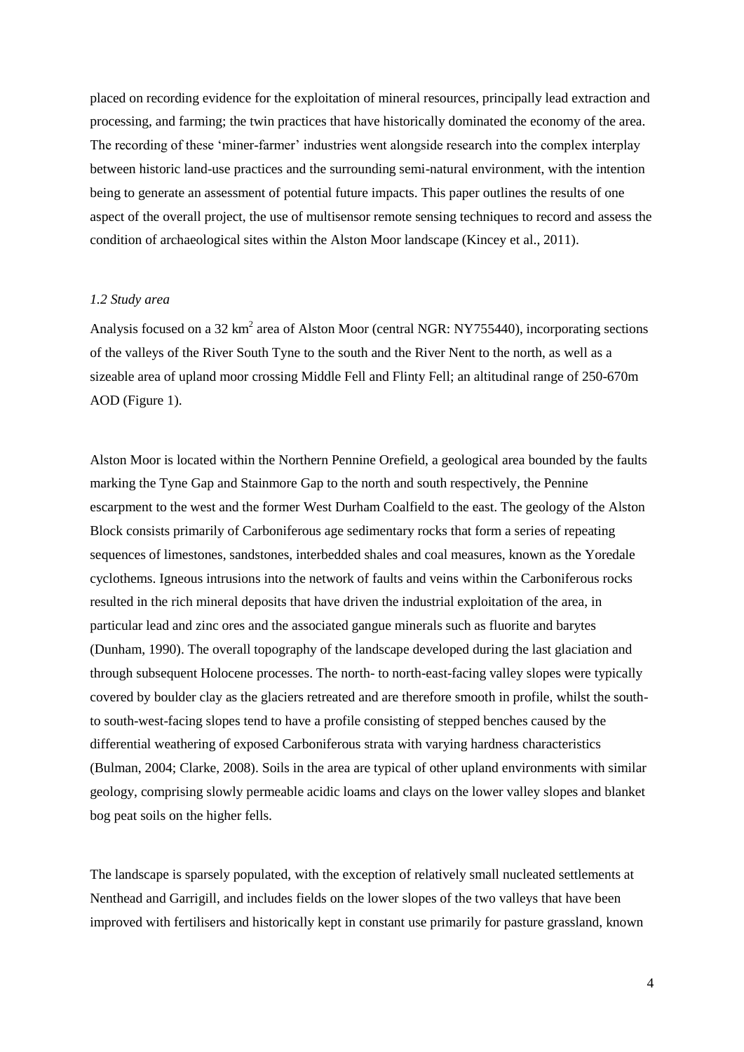placed on recording evidence for the exploitation of mineral resources, principally lead extraction and processing, and farming; the twin practices that have historically dominated the economy of the area. The recording of these 'miner-farmer' industries went alongside research into the complex interplay between historic land-use practices and the surrounding semi-natural environment, with the intention being to generate an assessment of potential future impacts. This paper outlines the results of one aspect of the overall project, the use of multisensor remote sensing techniques to record and assess the condition of archaeological sites within the Alston Moor landscape (Kincey et al., 2011).

### *1.2 Study area*

Analysis focused on a 32 km$^2$ area of Alston Moor (central NGR: NY755440), incorporating sections of the valleys of the River South Tyne to the south and the River Nent to the north, as well as a sizeable area of upland moor crossing Middle Fell and Flinty Fell; an altitudinal range of 250-670m AOD (Figure 1).

Alston Moor is located within the Northern Pennine Orefield, a geological area bounded by the faults marking the Tyne Gap and Stainmore Gap to the north and south respectively, the Pennine escarpment to the west and the former West Durham Coalfield to the east. The geology of the Alston Block consists primarily of Carboniferous age sedimentary rocks that form a series of repeating sequences of limestones, sandstones, interbedded shales and coal measures, known as the Yoredale cyclothems. Igneous intrusions into the network of faults and veins within the Carboniferous rocks resulted in the rich mineral deposits that have driven the industrial exploitation of the area, in particular lead and zinc ores and the associated gangue minerals such as fluorite and barytes (Dunham, 1990). The overall topography of the landscape developed during the last glaciation and through subsequent Holocene processes. The north- to north-east-facing valley slopes were typically covered by boulder clay as the glaciers retreated and are therefore smooth in profile, whilst the south- to south-west-facing slopes tend to have a profile consisting of stepped benches caused by the differential weathering of exposed Carboniferous strata with varying hardness characteristics (Bulman, 2004; Clarke, 2008). Soils in the area are typical of other upland environments with similar geology, comprising slowly permeable acidic loams and clays on the lower valley slopes and blanket bog peat soils on the higher fells.

The landscape is sparsely populated, with the exception of relatively small nucleated settlements at Nenthead and Garrigill, and includes fields on the lower slopes of the two valleys that have been improved with fertilisers and historically kept in constant use primarily for pasture grassland, known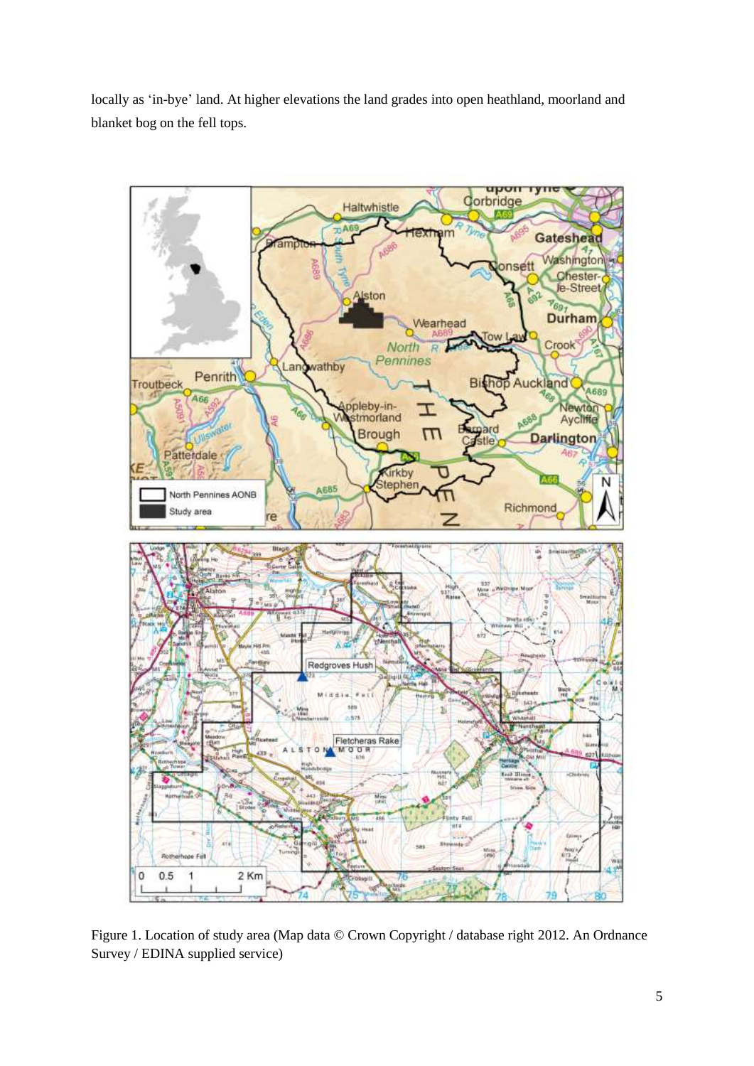locally as 'in-bye' land. At higher elevations the land grades into open heathland, moorland and blanket bog on the fell tops.

Figure 1. Location of study area (Map data © Crown Copyright / database right 2012. An Ordnance Survey / EDINA supplied service)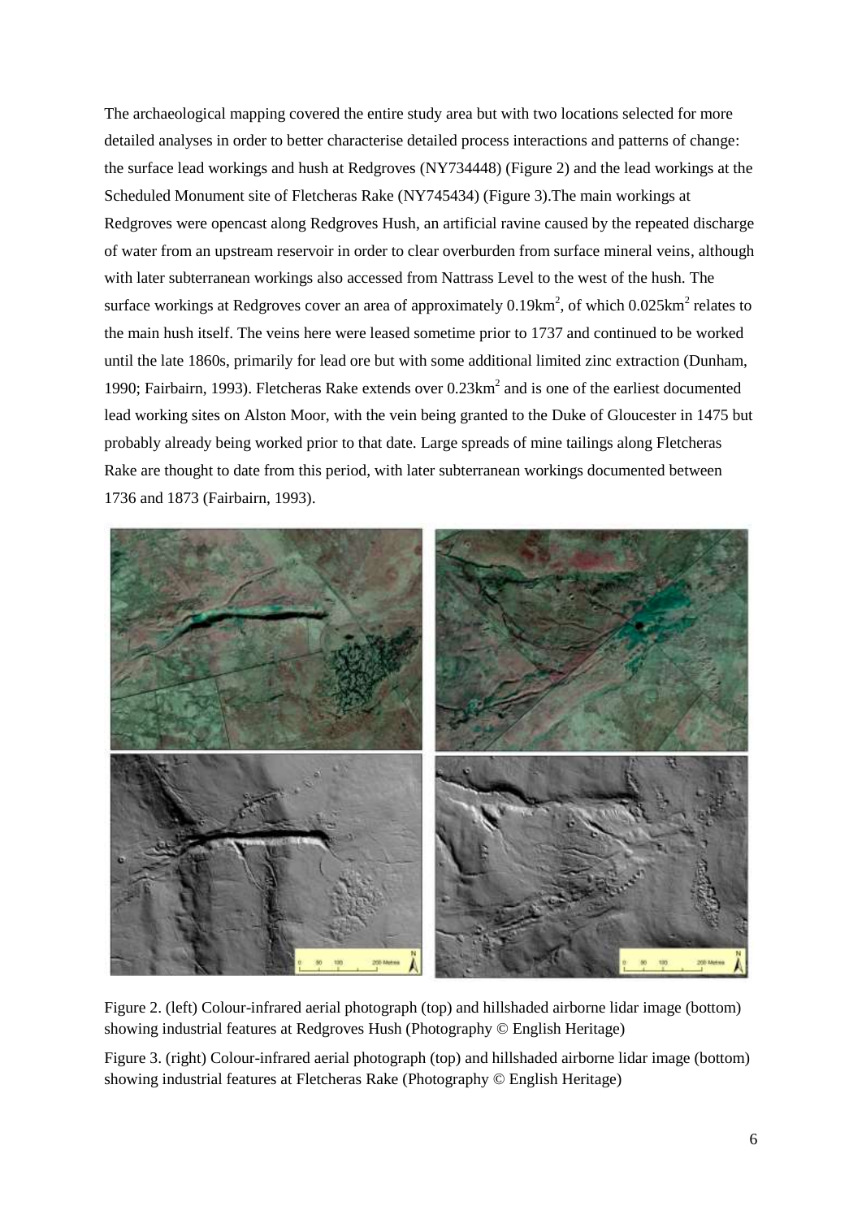The archaeological mapping covered the entire study area but with two locations selected for more detailed analyses in order to better characterise detailed process interactions and patterns of change: the surface lead workings and hush at Redgroves (NY734448) (Figure 2) and the lead workings at the Scheduled Monument site of Fletcheras Rake (NY745434) (Figure 3).The main workings at Redgroves were opencast along Redgroves Hush, an artificial ravine caused by the repeated discharge of water from an upstream reservoir in order to clear overburden from surface mineral veins, although with later subterranean workings also accessed from Nattrass Level to the west of the hush. The surface workings at Redgroves cover an area of approximately $0.19km^2$, of which $0.025km^2$ relates to the main hush itself. The veins here were leased sometime prior to 1737 and continued to be worked until the late 1860s, primarily for lead ore but with some additional limited zinc extraction (Dunham, 1990; Fairbairn, 1993). Fletcheras Rake extends over $0.23km^2$ and is one of the earliest documented lead working sites on Alston Moor, with the vein being granted to the Duke of Gloucester in 1475 but probably already being worked prior to that date. Large spreads of mine tailings along Fletcheras Rake are thought to date from this period, with later subterranean workings documented between 1736 and 1873 (Fairbairn, 1993).

Figure 2. (left) Colour-infrared aerial photograph (top) and hillshaded airborne lidar image (bottom) showing industrial features at Redgroves Hush (Photography © English Heritage)

Figure 3. (right) Colour-infrared aerial photograph (top) and hillshaded airborne lidar image (bottom) showing industrial features at Fletcheras Rake (Photography © English Heritage)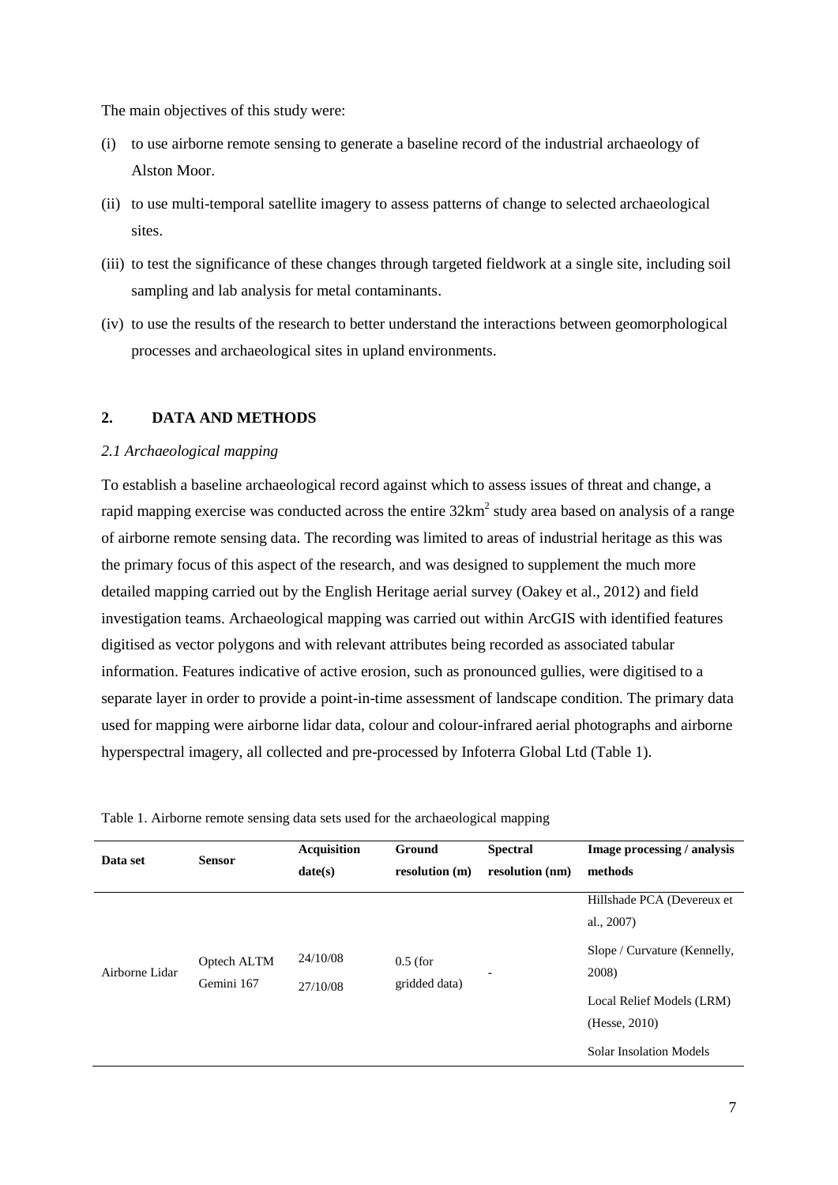The main objectives of this study were:

(i) to use airborne remote sensing to generate a baseline record of the industrial archaeology of Alston Moor.

(ii) to use multi-temporal satellite imagery to assess patterns of change to selected archaeological sites.

(iii) to test the significance of these changes through targeted fieldwork at a single site, including soil sampling and lab analysis for metal contaminants.

(iv) to use the results of the research to better understand the interactions between geomorphological processes and archaeological sites in upland environments.

## 2. DATA AND METHODS

### *2.1 Archaeological mapping*

To establish a baseline archaeological record against which to assess issues of threat and change, a rapid mapping exercise was conducted across the entire 32km$^2$ study area based on analysis of a range of airborne remote sensing data. The recording was limited to areas of industrial heritage as this was the primary focus of this aspect of the research, and was designed to supplement the much more detailed mapping carried out by the English Heritage aerial survey (Oakey et al., 2012) and field investigation teams. Archaeological mapping was carried out within ArcGIS with identified features digitised as vector polygons and with relevant attributes being recorded as associated tabular information. Features indicative of active erosion, such as pronounced gullies, were digitised to a separate layer in order to provide a point-in-time assessment of landscape condition. The primary data used for mapping were airborne lidar data, colour and colour-infrared aerial photographs and airborne hyperspectral imagery, all collected and pre-processed by Infoterra Global Ltd (Table 1).

Table 1. Airborne remote sensing data sets used for the archaeological mapping

| Data set | Sensor | Acquisition date(s) | Ground resolution (m) | Spectral resolution (nm) | Image processing / analysis methods |
|---|---|---|---|---|---|
| Airborne Lidar | Optech ALTM Gemini 167 | 24/10/08 27/10/08 | 0.5 (for gridded data) | - | Hillshade PCA (Devereux et al., 2007) Slope / Curvature (Kennelly, 2008) Local Relief Models (LRM) (Hesse, 2010) Solar Insolation Models |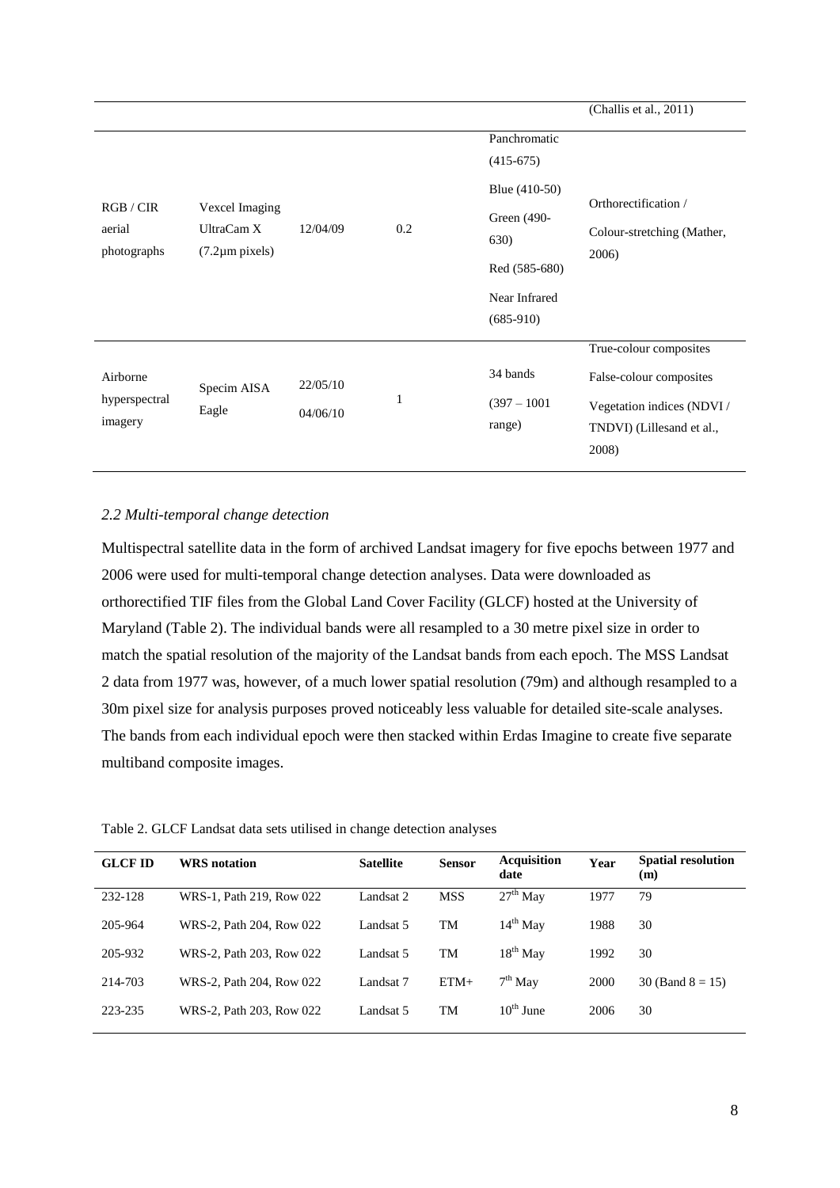| | | | | | (Challis et al., 2011) |
|---|---|---|---|---|---|
| RGB / CIR aerial photographs | Vexcel Imaging UltraCam X (7.2µm pixels) | 12/04/09 | 0.2 | Panchromatic (415-675)<br>Blue (410-50)<br>Green (490-630)<br>Red (585-680)<br>Near Infrared (685-910) | Orthorectification /<br>Colour-stretching (Mather, 2006) |
| Airborne hyperspectral imagery | Specim AISA Eagle | 22/05/10<br>04/06/10 | 1 | 34 bands<br>(397 – 1001 range) | True-colour composites<br>False-colour composites<br>Vegetation indices (NDVI / TNDVI) (Lillesand et al., 2008) |

### *2.2 Multi-temporal change detection*

Multispectral satellite data in the form of archived Landsat imagery for five epochs between 1977 and 2006 were used for multi-temporal change detection analyses. Data were downloaded as orthorectified TIF files from the Global Land Cover Facility (GLCF) hosted at the University of Maryland (Table 2). The individual bands were all resampled to a 30 metre pixel size in order to match the spatial resolution of the majority of the Landsat bands from each epoch. The MSS Landsat 2 data from 1977 was, however, of a much lower spatial resolution (79m) and although resampled to a 30m pixel size for analysis purposes proved noticeably less valuable for detailed site-scale analyses. The bands from each individual epoch were then stacked within Erdas Imagine to create five separate multiband composite images.

Table 2. GLCF Landsat data sets utilised in change detection analyses

| GLCF ID | WRS notation | Satellite | Sensor | Acquisition date | Year | Spatial resolution (m) |
|---|---|---|---|---|---|---|
| 232-128 | WRS-1, Path 219, Row 022 | Landsat 2 | MSS | 27th May | 1977 | 79 |
| 205-964 | WRS-2, Path 204, Row 022 | Landsat 5 | TM | 14th May | 1988 | 30 |
| 205-932 | WRS-2, Path 203, Row 022 | Landsat 5 | TM | 18th May | 1992 | 30 |
| 214-703 | WRS-2, Path 204, Row 022 | Landsat 7 | ETM+ | 7th May | 2000 | 30 (Band 8 = 15) |
| 223-235 | WRS-2, Path 203, Row 022 | Landsat 5 | TM | 10th June | 2006 | 30 |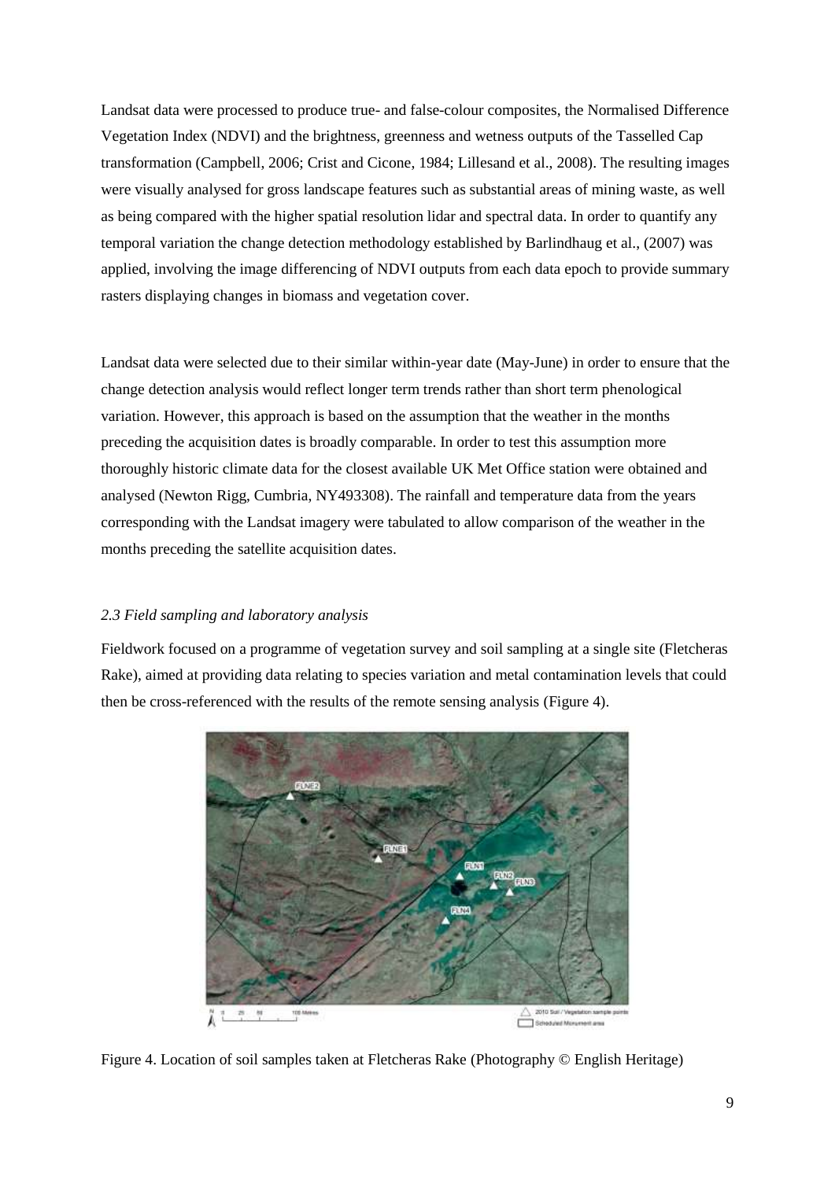Landsat data were processed to produce true- and false-colour composites, the Normalised Difference Vegetation Index (NDVI) and the brightness, greenness and wetness outputs of the Tasselled Cap transformation (Campbell, 2006; Crist and Cicone, 1984; Lillesand et al., 2008). The resulting images were visually analysed for gross landscape features such as substantial areas of mining waste, as well as being compared with the higher spatial resolution lidar and spectral data. In order to quantify any temporal variation the change detection methodology established by Barlindhaug et al., (2007) was applied, involving the image differencing of NDVI outputs from each data epoch to provide summary rasters displaying changes in biomass and vegetation cover.

Landsat data were selected due to their similar within-year date (May-June) in order to ensure that the change detection analysis would reflect longer term trends rather than short term phenological variation. However, this approach is based on the assumption that the weather in the months preceding the acquisition dates is broadly comparable. In order to test this assumption more thoroughly historic climate data for the closest available UK Met Office station were obtained and analysed (Newton Rigg, Cumbria, NY493308). The rainfall and temperature data from the years corresponding with the Landsat imagery were tabulated to allow comparison of the weather in the months preceding the satellite acquisition dates.

### *2.3 Field sampling and laboratory analysis*

Fieldwork focused on a programme of vegetation survey and soil sampling at a single site (Fletcheras Rake), aimed at providing data relating to species variation and metal contamination levels that could then be cross-referenced with the results of the remote sensing analysis (Figure 4).

Figure 4. Location of soil samples taken at Fletcheras Rake (Photography © English Heritage)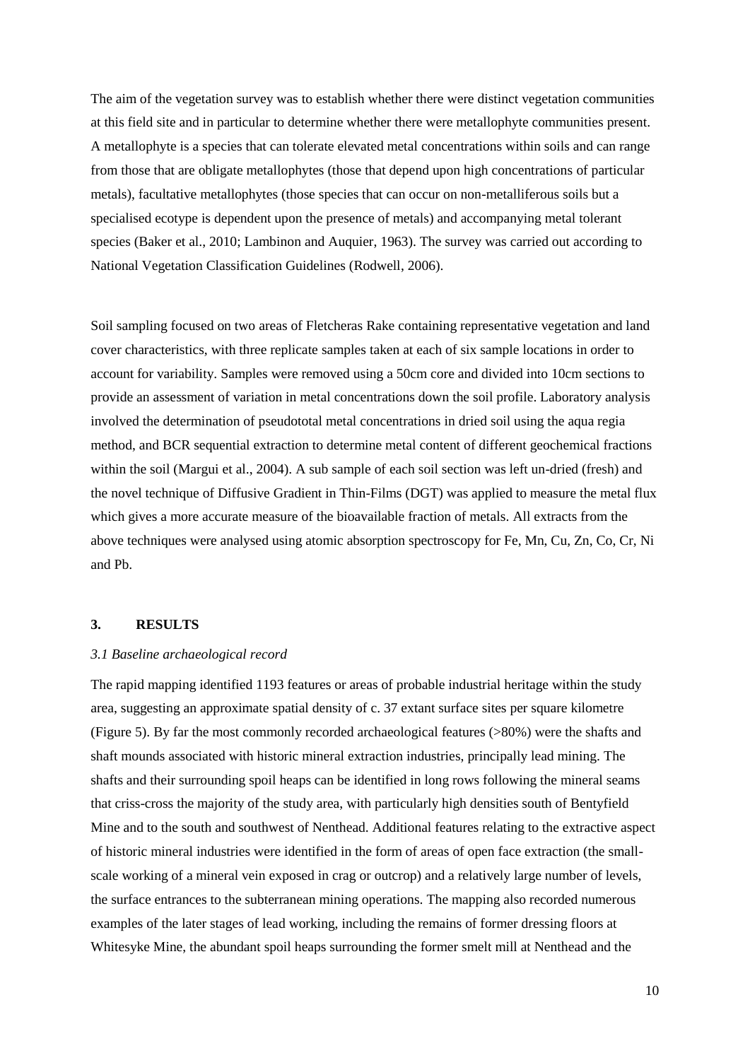The aim of the vegetation survey was to establish whether there were distinct vegetation communities at this field site and in particular to determine whether there were metallophyte communities present. A metallophyte is a species that can tolerate elevated metal concentrations within soils and can range from those that are obligate metallophytes (those that depend upon high concentrations of particular metals), facultative metallophytes (those species that can occur on non-metalliferous soils but a specialised ecotype is dependent upon the presence of metals) and accompanying metal tolerant species (Baker et al., 2010; Lambinon and Auquier, 1963). The survey was carried out according to National Vegetation Classification Guidelines (Rodwell, 2006).

Soil sampling focused on two areas of Fletcheras Rake containing representative vegetation and land cover characteristics, with three replicate samples taken at each of six sample locations in order to account for variability. Samples were removed using a 50cm core and divided into 10cm sections to provide an assessment of variation in metal concentrations down the soil profile. Laboratory analysis involved the determination of pseudototal metal concentrations in dried soil using the aqua regia method, and BCR sequential extraction to determine metal content of different geochemical fractions within the soil (Margui et al., 2004). A sub sample of each soil section was left un-dried (fresh) and the novel technique of Diffusive Gradient in Thin-Films (DGT) was applied to measure the metal flux which gives a more accurate measure of the bioavailable fraction of metals. All extracts from the above techniques were analysed using atomic absorption spectroscopy for Fe, Mn, Cu, Zn, Co, Cr, Ni and Pb.

## 3. RESULTS

### *3.1 Baseline archaeological record*

The rapid mapping identified 1193 features or areas of probable industrial heritage within the study area, suggesting an approximate spatial density of c. 37 extant surface sites per square kilometre (Figure 5). By far the most commonly recorded archaeological features (>80%) were the shafts and shaft mounds associated with historic mineral extraction industries, principally lead mining. The shafts and their surrounding spoil heaps can be identified in long rows following the mineral seams that criss-cross the majority of the study area, with particularly high densities south of Bentyfield Mine and to the south and southwest of Nenthead. Additional features relating to the extractive aspect of historic mineral industries were identified in the form of areas of open face extraction (the small-scale working of a mineral vein exposed in crag or outcrop) and a relatively large number of levels, the surface entrances to the subterranean mining operations. The mapping also recorded numerous examples of the later stages of lead working, including the remains of former dressing floors at Whitesyke Mine, the abundant spoil heaps surrounding the former smelt mill at Nenthead and the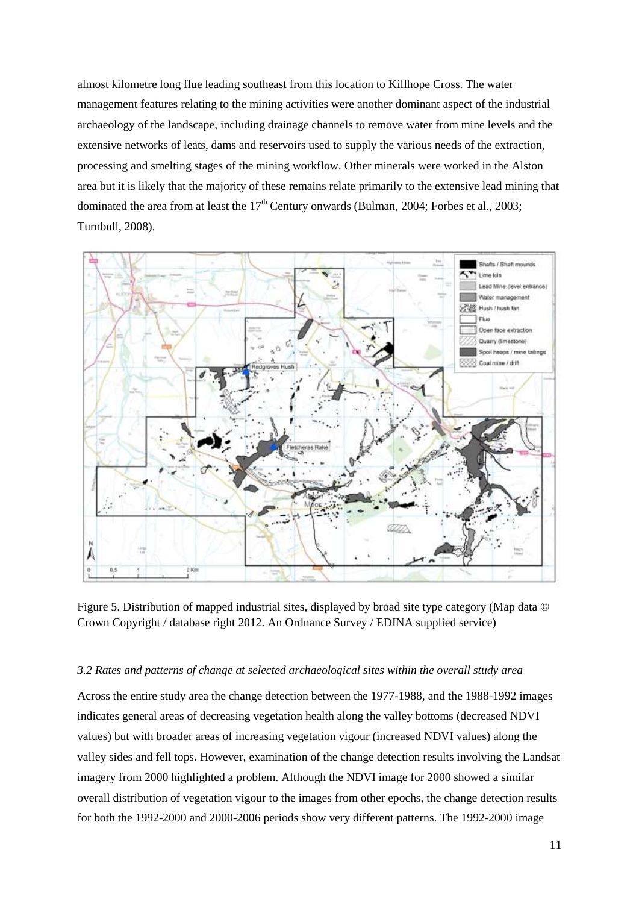almost kilometre long flue leading southeast from this location to Killhope Cross. The water management features relating to the mining activities were another dominant aspect of the industrial archaeology of the landscape, including drainage channels to remove water from mine levels and the extensive networks of leats, dams and reservoirs used to supply the various needs of the extraction, processing and smelting stages of the mining workflow. Other minerals were worked in the Alston area but it is likely that the majority of these remains relate primarily to the extensive lead mining that dominated the area from at least the 17th Century onwards (Bulman, 2004; Forbes et al., 2003; Turnbull, 2008).

Figure 5. Distribution of mapped industrial sites, displayed by broad site type category (Map data © Crown Copyright / database right 2012. An Ordnance Survey / EDINA supplied service)

*3.2 Rates and patterns of change at selected archaeological sites within the overall study area*

Across the entire study area the change detection between the 1977-1988, and the 1988-1992 images indicates general areas of decreasing vegetation health along the valley bottoms (decreased NDVI values) but with broader areas of increasing vegetation vigour (increased NDVI values) along the valley sides and fell tops. However, examination of the change detection results involving the Landsat imagery from 2000 highlighted a problem. Although the NDVI image for 2000 showed a similar overall distribution of vegetation vigour to the images from other epochs, the change detection results for both the 1992-2000 and 2000-2006 periods show very different patterns. The 1992-2000 image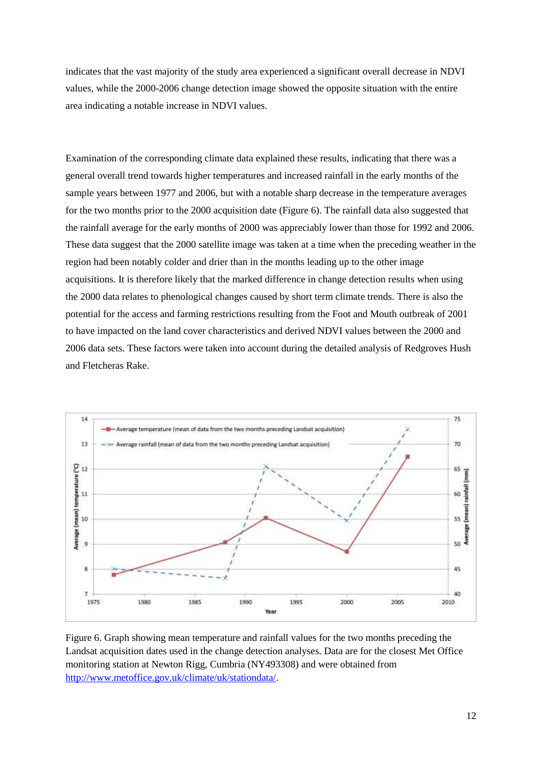indicates that the vast majority of the study area experienced a significant overall decrease in NDVI values, while the 2000-2006 change detection image showed the opposite situation with the entire area indicating a notable increase in NDVI values.

Examination of the corresponding climate data explained these results, indicating that there was a general overall trend towards higher temperatures and increased rainfall in the early months of the sample years between 1977 and 2006, but with a notable sharp decrease in the temperature averages for the two months prior to the 2000 acquisition date (Figure 6). The rainfall data also suggested that the rainfall average for the early months of 2000 was appreciably lower than those for 1992 and 2006. These data suggest that the 2000 satellite image was taken at a time when the preceding weather in the region had been notably colder and drier than in the months leading up to the other image acquisitions. It is therefore likely that the marked difference in change detection results when using the 2000 data relates to phenological changes caused by short term climate trends. There is also the potential for the access and farming restrictions resulting from the Foot and Mouth outbreak of 2001 to have impacted on the land cover characteristics and derived NDVI values between the 2000 and 2006 data sets. These factors were taken into account during the detailed analysis of Redgroves Hush and Fletcheras Rake.

Figure 6. Graph showing mean temperature and rainfall values for the two months preceding the Landsat acquisition dates used in the change detection analyses. Data are for the closest Met Office monitoring station at Newton Rigg, Cumbria (NY493308) and were obtained from http://www.metoffice.gov.uk/climate/uk/stationdata/.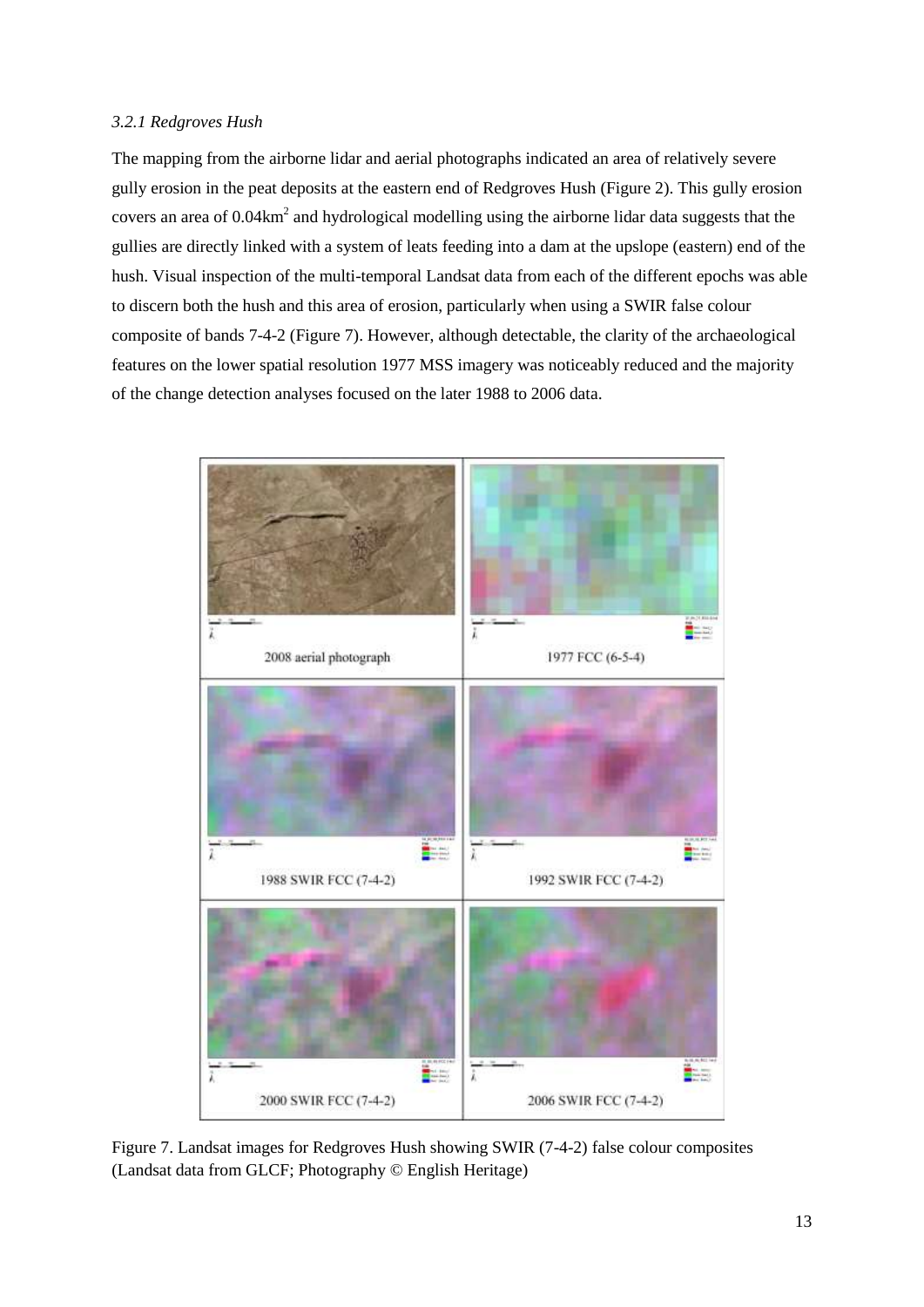### *3.2.1 Redgroves Hush*

The mapping from the airborne lidar and aerial photographs indicated an area of relatively severe gully erosion in the peat deposits at the eastern end of Redgroves Hush (Figure 2). This gully erosion covers an area of 0.04km$^2$ and hydrological modelling using the airborne lidar data suggests that the gullies are directly linked with a system of leats feeding into a dam at the upslope (eastern) end of the hush. Visual inspection of the multi-temporal Landsat data from each of the different epochs was able to discern both the hush and this area of erosion, particularly when using a SWIR false colour composite of bands 7-4-2 (Figure 7). However, although detectable, the clarity of the archaeological features on the lower spatial resolution 1977 MSS imagery was noticeably reduced and the majority of the change detection analyses focused on the later 1988 to 2006 data.

2008 aerial photograph

1977 FCC (6-5-4)

1988 SWIR FCC (7-4-2)

1992 SWIR FCC (7-4-2)

2000 SWIR FCC (7-4-2)

2006 SWIR FCC (7-4-2)

Figure 7. Landsat images for Redgroves Hush showing SWIR (7-4-2) false colour composites (Landsat data from GLCF; Photography © English Heritage)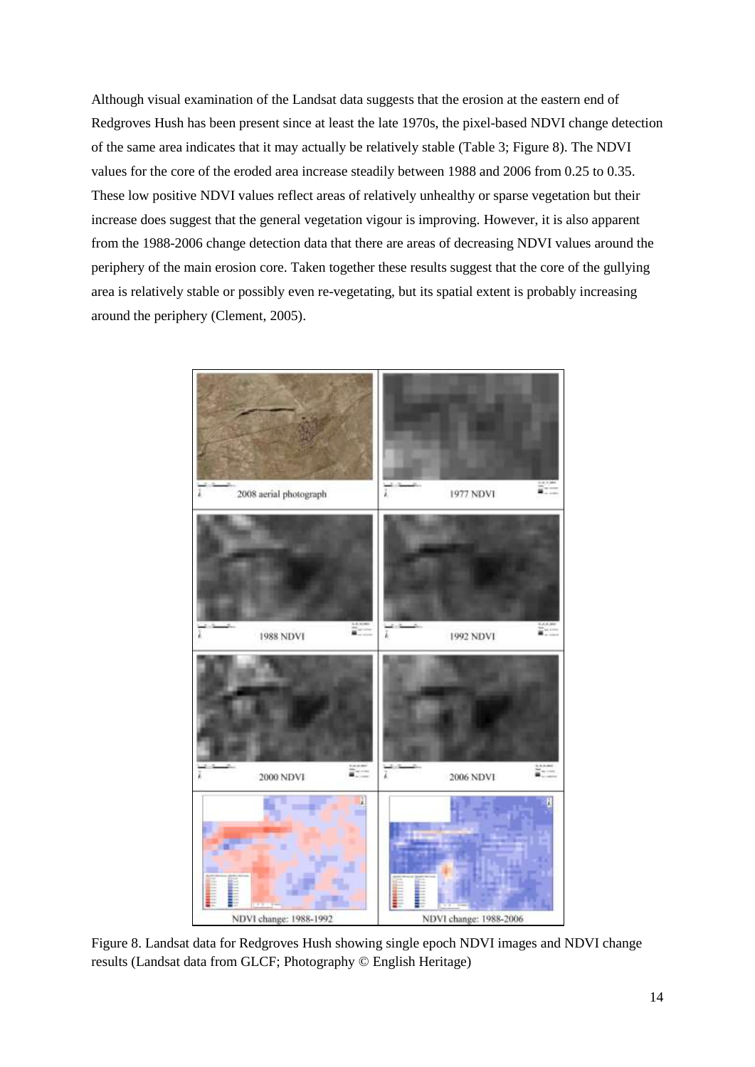Although visual examination of the Landsat data suggests that the erosion at the eastern end of Redgroves Hush has been present since at least the late 1970s, the pixel-based NDVI change detection of the same area indicates that it may actually be relatively stable (Table 3; Figure 8). The NDVI values for the core of the eroded area increase steadily between 1988 and 2006 from 0.25 to 0.35. These low positive NDVI values reflect areas of relatively unhealthy or sparse vegetation but their increase does suggest that the general vegetation vigour is improving. However, it is also apparent from the 1988-2006 change detection data that there are areas of decreasing NDVI values around the periphery of the main erosion core. Taken together these results suggest that the core of the gullying area is relatively stable or possibly even re-vegetating, but its spatial extent is probably increasing around the periphery (Clement, 2005).

Figure 8. Landsat data for Redgroves Hush showing single epoch NDVI images and NDVI change results (Landsat data from GLCF; Photography © English Heritage)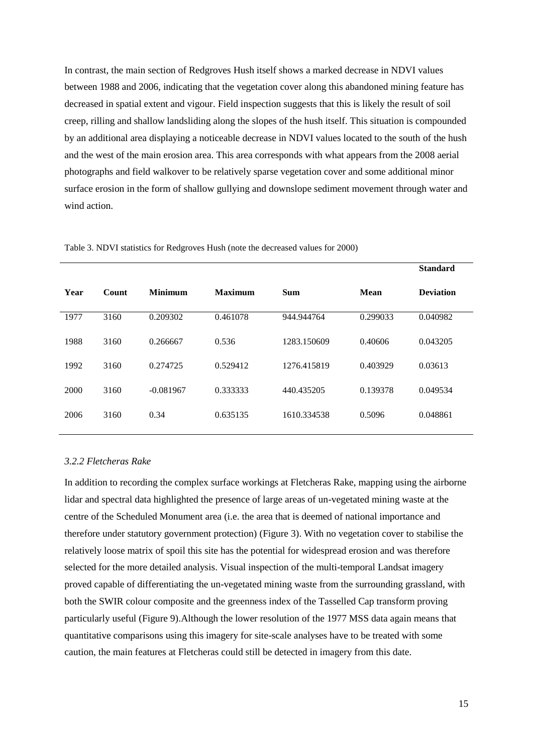In contrast, the main section of Redgroves Hush itself shows a marked decrease in NDVI values between 1988 and 2006, indicating that the vegetation cover along this abandoned mining feature has decreased in spatial extent and vigour. Field inspection suggests that this is likely the result of soil creep, rilling and shallow landsliding along the slopes of the hush itself. This situation is compounded by an additional area displaying a noticeable decrease in NDVI values located to the south of the hush and the west of the main erosion area. This area corresponds with what appears from the 2008 aerial photographs and field walkover to be relatively sparse vegetation cover and some additional minor surface erosion in the form of shallow gullying and downslope sediment movement through water and wind action.

Table 3. NDVI statistics for Redgroves Hush (note the decreased values for 2000)

| Year | Count | Minimum | Maximum | Sum | Mean | Standard Deviation |
|---|---|---|---|---|---|---|
| 1977 | 3160 | 0.209302 | 0.461078 | 944.944764 | 0.299033 | 0.040982 |
| 1988 | 3160 | 0.266667 | 0.536 | 1283.150609 | 0.40606 | 0.043205 |
| 1992 | 3160 | 0.274725 | 0.529412 | 1276.415819 | 0.403929 | 0.03613 |
| 2000 | 3160 | -0.081967 | 0.333333 | 440.435205 | 0.139378 | 0.049534 |
| 2006 | 3160 | 0.34 | 0.635135 | 1610.334538 | 0.5096 | 0.048861 |

### *3.2.2 Fletcheras Rake*

In addition to recording the complex surface workings at Fletcheras Rake, mapping using the airborne lidar and spectral data highlighted the presence of large areas of un-vegetated mining waste at the centre of the Scheduled Monument area (i.e. the area that is deemed of national importance and therefore under statutory government protection) (Figure 3). With no vegetation cover to stabilise the relatively loose matrix of spoil this site has the potential for widespread erosion and was therefore selected for the more detailed analysis. Visual inspection of the multi-temporal Landsat imagery proved capable of differentiating the un-vegetated mining waste from the surrounding grassland, with both the SWIR colour composite and the greenness index of the Tasselled Cap transform proving particularly useful (Figure 9).Although the lower resolution of the 1977 MSS data again means that quantitative comparisons using this imagery for site-scale analyses have to be treated with some caution, the main features at Fletcheras could still be detected in imagery from this date.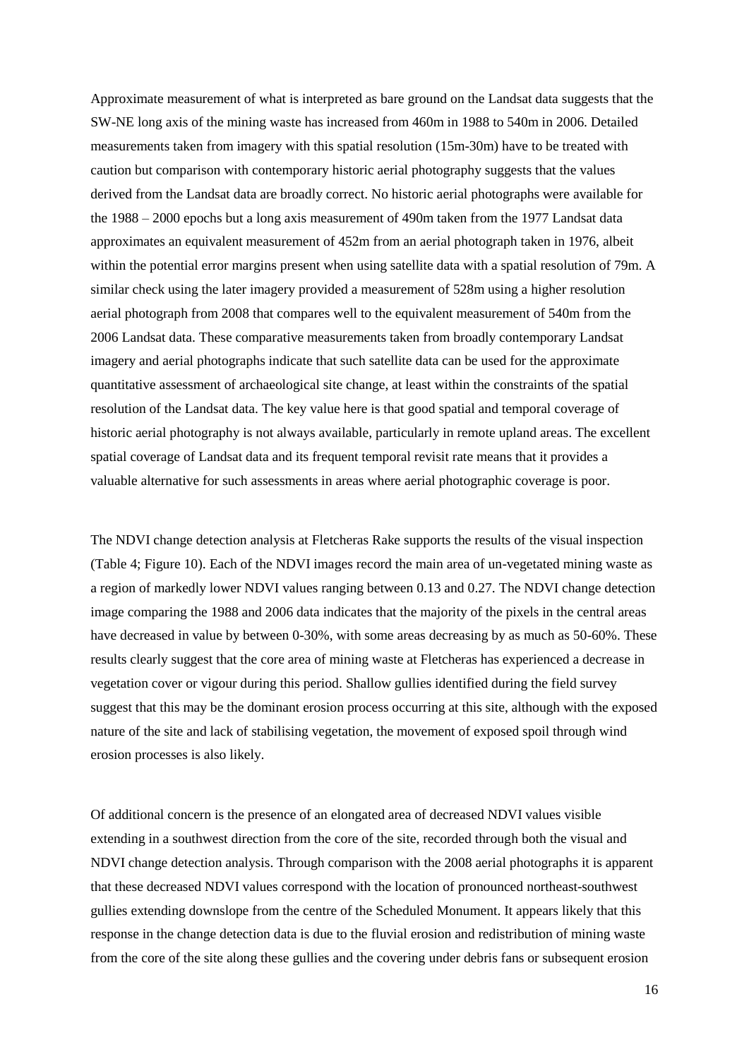Approximate measurement of what is interpreted as bare ground on the Landsat data suggests that the SW-NE long axis of the mining waste has increased from 460m in 1988 to 540m in 2006. Detailed measurements taken from imagery with this spatial resolution (15m-30m) have to be treated with caution but comparison with contemporary historic aerial photography suggests that the values derived from the Landsat data are broadly correct. No historic aerial photographs were available for the 1988 – 2000 epochs but a long axis measurement of 490m taken from the 1977 Landsat data approximates an equivalent measurement of 452m from an aerial photograph taken in 1976, albeit within the potential error margins present when using satellite data with a spatial resolution of 79m. A similar check using the later imagery provided a measurement of 528m using a higher resolution aerial photograph from 2008 that compares well to the equivalent measurement of 540m from the 2006 Landsat data. These comparative measurements taken from broadly contemporary Landsat imagery and aerial photographs indicate that such satellite data can be used for the approximate quantitative assessment of archaeological site change, at least within the constraints of the spatial resolution of the Landsat data. The key value here is that good spatial and temporal coverage of historic aerial photography is not always available, particularly in remote upland areas. The excellent spatial coverage of Landsat data and its frequent temporal revisit rate means that it provides a valuable alternative for such assessments in areas where aerial photographic coverage is poor.

The NDVI change detection analysis at Fletcheras Rake supports the results of the visual inspection (Table 4; Figure 10). Each of the NDVI images record the main area of un-vegetated mining waste as a region of markedly lower NDVI values ranging between 0.13 and 0.27. The NDVI change detection image comparing the 1988 and 2006 data indicates that the majority of the pixels in the central areas have decreased in value by between 0-30%, with some areas decreasing by as much as 50-60%. These results clearly suggest that the core area of mining waste at Fletcheras has experienced a decrease in vegetation cover or vigour during this period. Shallow gullies identified during the field survey suggest that this may be the dominant erosion process occurring at this site, although with the exposed nature of the site and lack of stabilising vegetation, the movement of exposed spoil through wind erosion processes is also likely.

Of additional concern is the presence of an elongated area of decreased NDVI values visible extending in a southwest direction from the core of the site, recorded through both the visual and NDVI change detection analysis. Through comparison with the 2008 aerial photographs it is apparent that these decreased NDVI values correspond with the location of pronounced northeast-southwest gullies extending downslope from the centre of the Scheduled Monument. It appears likely that this response in the change detection data is due to the fluvial erosion and redistribution of mining waste from the core of the site along these gullies and the covering under debris fans or subsequent erosion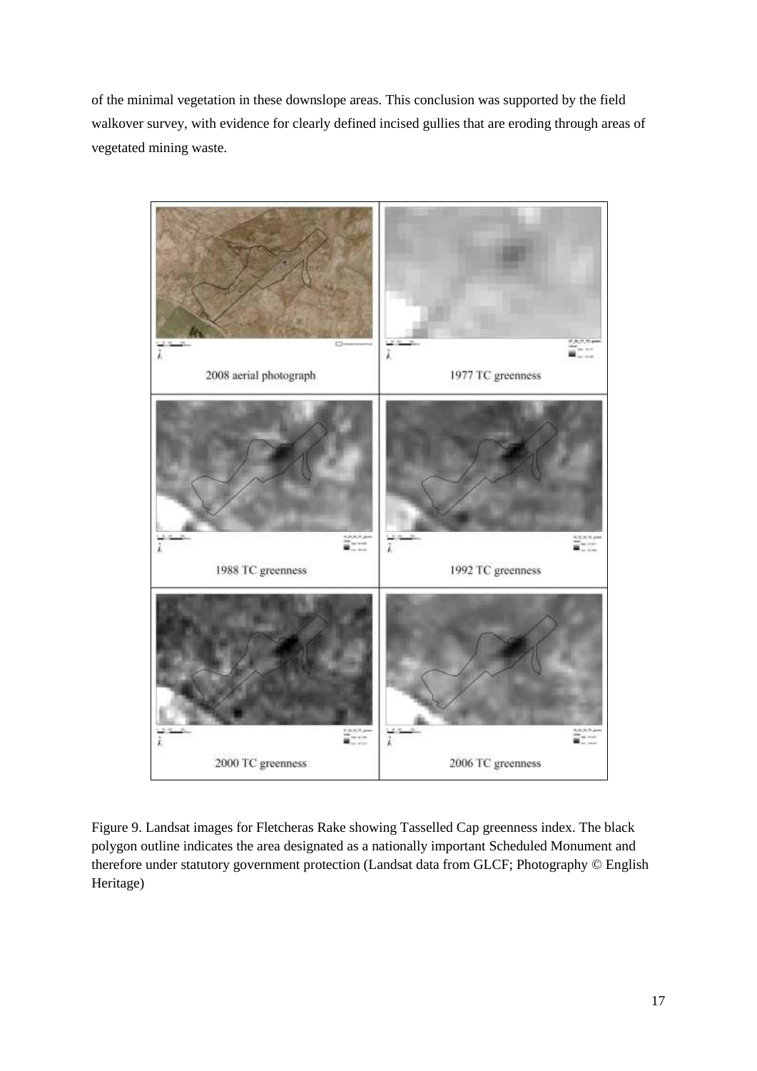of the minimal vegetation in these downslope areas. This conclusion was supported by the field walkover survey, with evidence for clearly defined incised gullies that are eroding through areas of vegetated mining waste.

Figure 9. Landsat images for Fletcheras Rake showing Tasselled Cap greenness index. The black polygon outline indicates the area designated as a nationally important Scheduled Monument and therefore under statutory government protection (Landsat data from GLCF; Photography © English Heritage)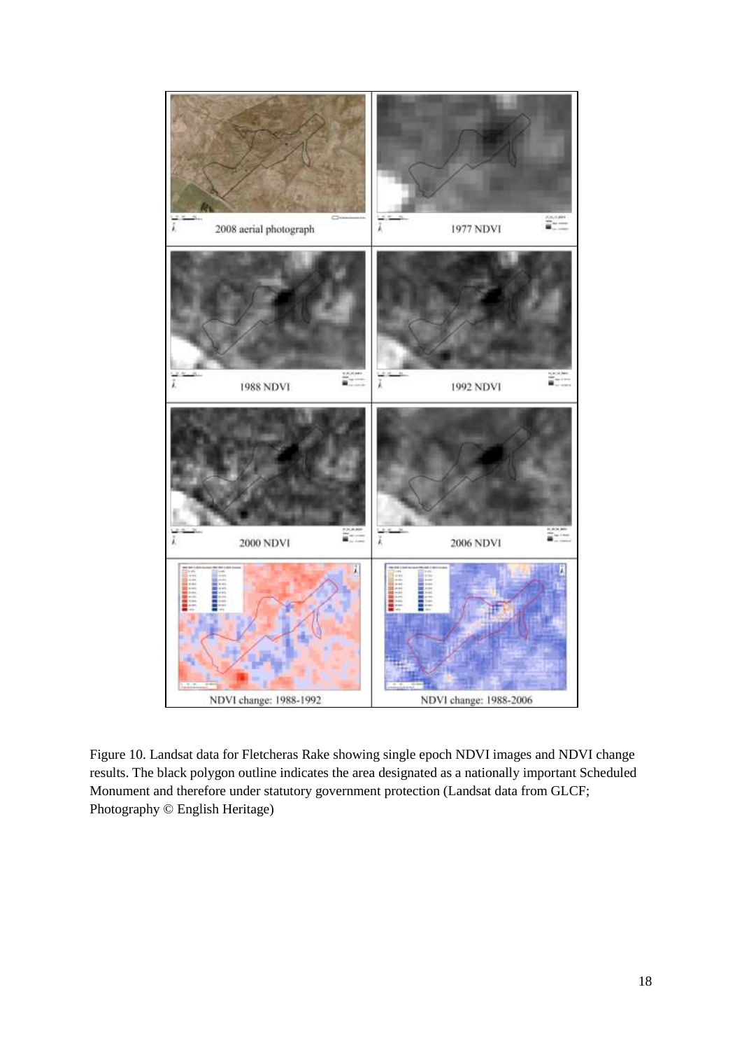| 2008 aerial photograph | 1977 NDVI |
|---|---|
| 1988 NDVI | 1992 NDVI |
| 2000 NDVI | 2006 NDVI |
| NDVI change: 1988-1992 | NDVI change: 1988-2006 |

Figure 10. Landsat data for Fletcheras Rake showing single epoch NDVI images and NDVI change results. The black polygon outline indicates the area designated as a nationally important Scheduled Monument and therefore under statutory government protection (Landsat data from GLCF; Photography © English Heritage)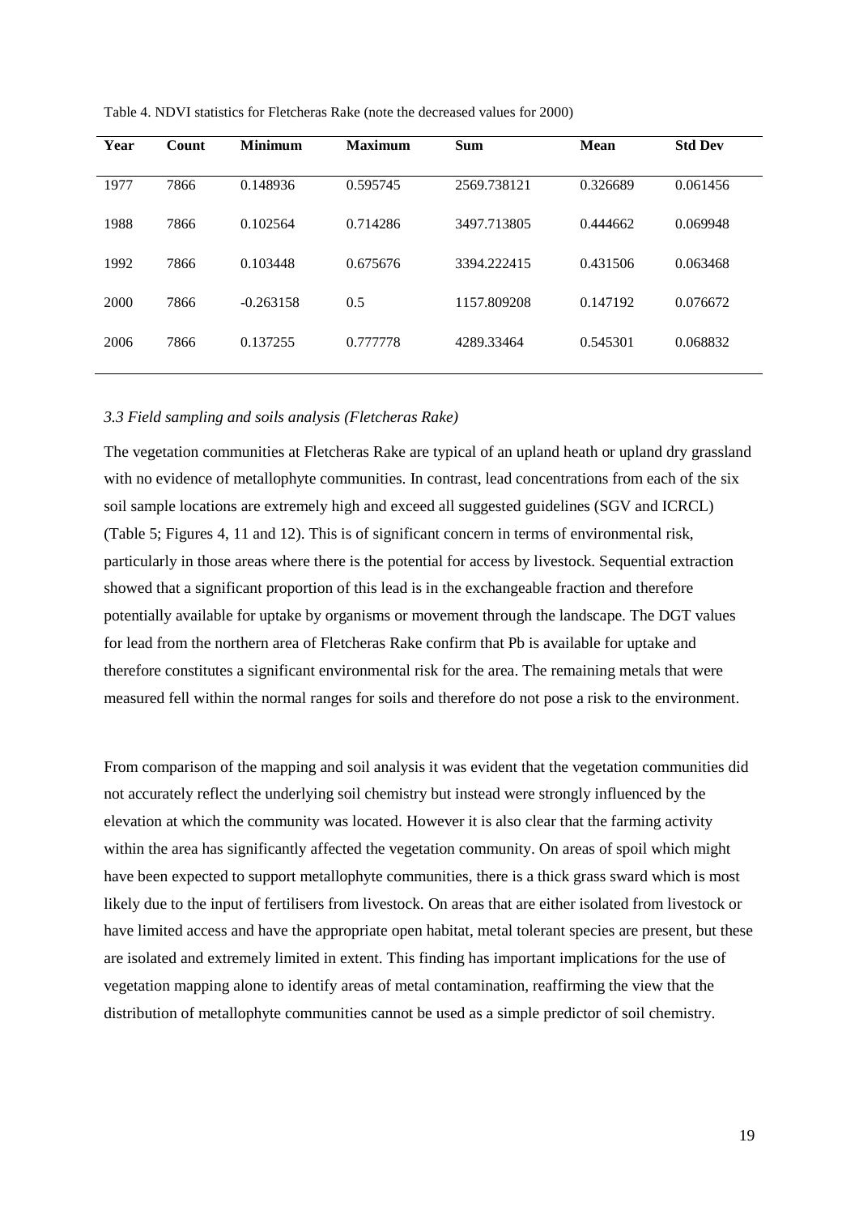Table 4. NDVI statistics for Fletcheras Rake (note the decreased values for 2000)

| Year | Count | Minimum | Maximum | Sum | Mean | Std Dev |
|---|---|---|---|---|---|---|
| 1977 | 7866 | 0.148936 | 0.595745 | 2569.738121 | 0.326689 | 0.061456 |
| 1988 | 7866 | 0.102564 | 0.714286 | 3497.713805 | 0.444662 | 0.069948 |
| 1992 | 7866 | 0.103448 | 0.675676 | 3394.222415 | 0.431506 | 0.063468 |
| 2000 | 7866 | -0.263158 | 0.5 | 1157.809208 | 0.147192 | 0.076672 |
| 2006 | 7866 | 0.137255 | 0.777778 | 4289.33464 | 0.545301 | 0.068832 |

### *3.3 Field sampling and soils analysis (Fletcheras Rake)*

The vegetation communities at Fletcheras Rake are typical of an upland heath or upland dry grassland with no evidence of metallophyte communities. In contrast, lead concentrations from each of the six soil sample locations are extremely high and exceed all suggested guidelines (SGV and ICRCL) (Table 5; Figures 4, 11 and 12). This is of significant concern in terms of environmental risk, particularly in those areas where there is the potential for access by livestock. Sequential extraction showed that a significant proportion of this lead is in the exchangeable fraction and therefore potentially available for uptake by organisms or movement through the landscape. The DGT values for lead from the northern area of Fletcheras Rake confirm that Pb is available for uptake and therefore constitutes a significant environmental risk for the area. The remaining metals that were measured fell within the normal ranges for soils and therefore do not pose a risk to the environment.

From comparison of the mapping and soil analysis it was evident that the vegetation communities did not accurately reflect the underlying soil chemistry but instead were strongly influenced by the elevation at which the community was located. However it is also clear that the farming activity within the area has significantly affected the vegetation community. On areas of spoil which might have been expected to support metallophyte communities, there is a thick grass sward which is most likely due to the input of fertilisers from livestock. On areas that are either isolated from livestock or have limited access and have the appropriate open habitat, metal tolerant species are present, but these are isolated and extremely limited in extent. This finding has important implications for the use of vegetation mapping alone to identify areas of metal contamination, reaffirming the view that the distribution of metallophyte communities cannot be used as a simple predictor of soil chemistry.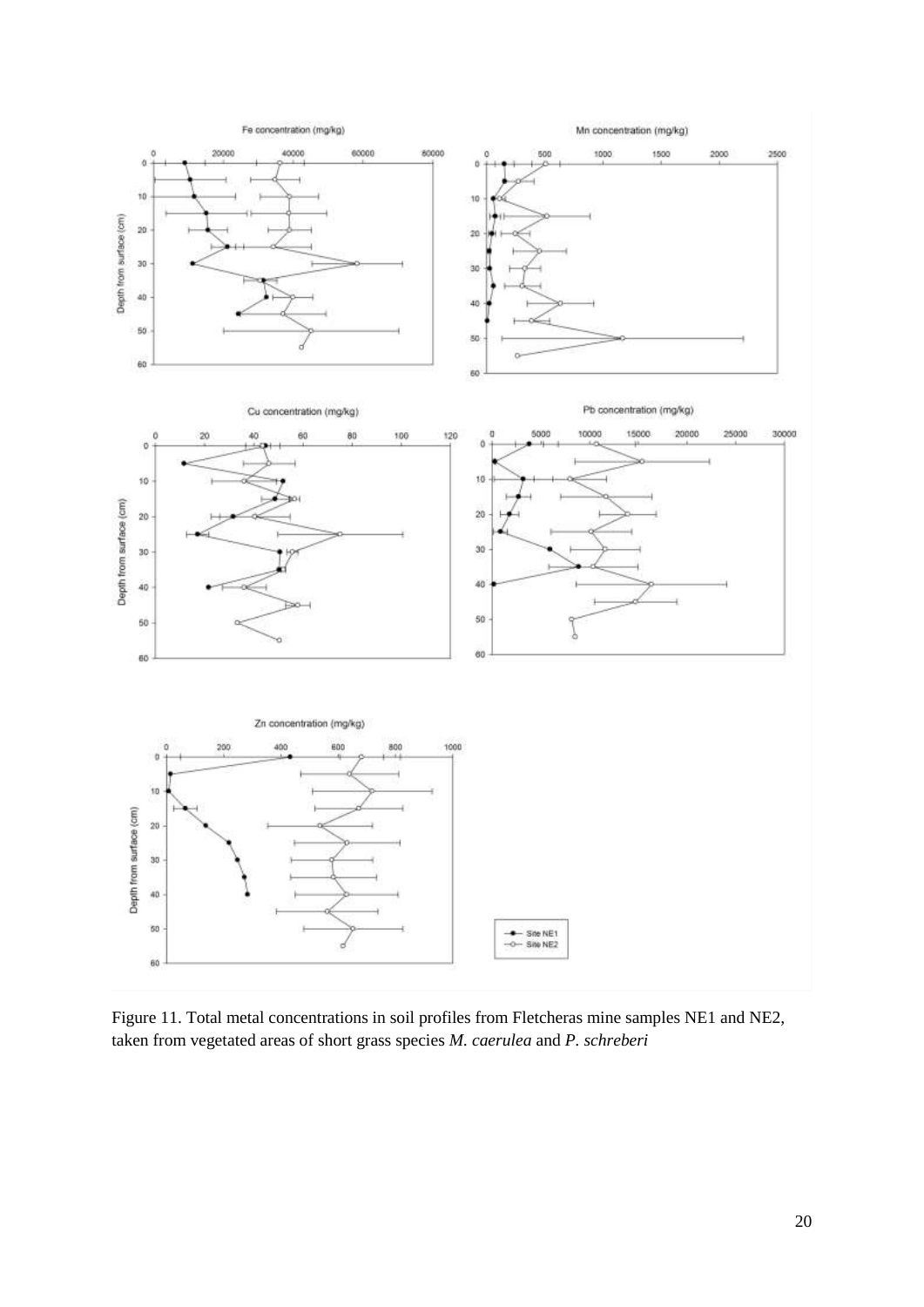Figure 11. Total metal concentrations in soil profiles from Fletcheras mine samples NE1 and NE2, taken from vegetated areas of short grass species *M. caerulea* and *P. schreberi*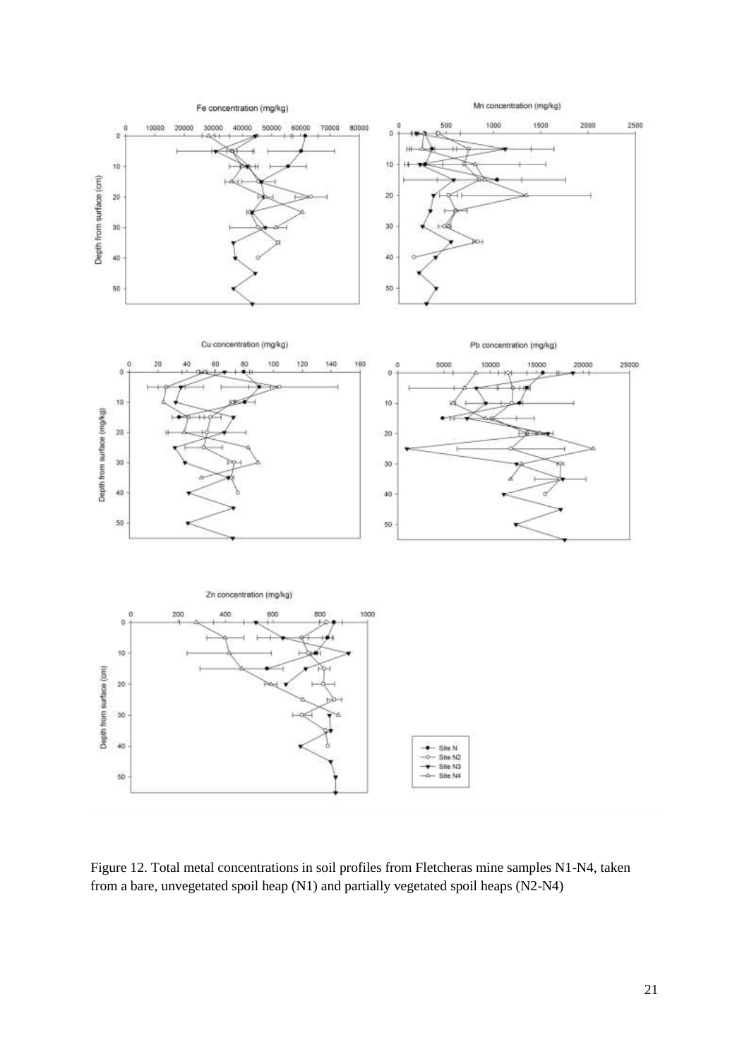Figure 12. Total metal concentrations in soil profiles from Fletcheras mine samples N1-N4, taken from a bare, unvegetated spoil heap (N1) and partially vegetated spoil heaps (N2-N4)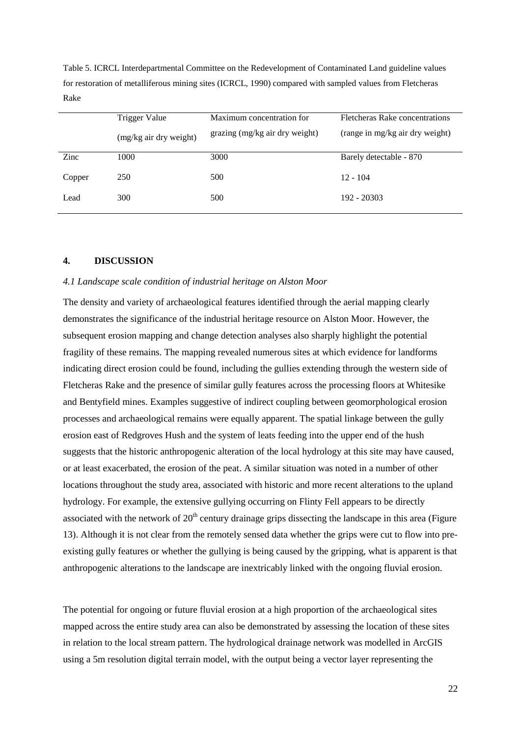Table 5. ICRCL Interdepartmental Committee on the Redevelopment of Contaminated Land guideline values for restoration of metalliferous mining sites (ICRCL, 1990) compared with sampled values from Fletcheras Rake

| | Trigger Value (mg/kg air dry weight) | Maximum concentration for grazing (mg/kg air dry weight) | Fletcheras Rake concentrations (range in mg/kg air dry weight) |
|---|---|---|---|
| Zinc | 1000 | 3000 | Barely detectable - 870 |
| Copper | 250 | 500 | 12 - 104 |
| Lead | 300 | 500 | 192 - 20303 |

## 4. DISCUSSION

### *4.1 Landscape scale condition of industrial heritage on Alston Moor*

The density and variety of archaeological features identified through the aerial mapping clearly demonstrates the significance of the industrial heritage resource on Alston Moor. However, the subsequent erosion mapping and change detection analyses also sharply highlight the potential fragility of these remains. The mapping revealed numerous sites at which evidence for landforms indicating direct erosion could be found, including the gullies extending through the western side of Fletcheras Rake and the presence of similar gully features across the processing floors at Whitesike and Bentyfield mines. Examples suggestive of indirect coupling between geomorphological erosion processes and archaeological remains were equally apparent. The spatial linkage between the gully erosion east of Redgroves Hush and the system of leats feeding into the upper end of the hush suggests that the historic anthropogenic alteration of the local hydrology at this site may have caused, or at least exacerbated, the erosion of the peat. A similar situation was noted in a number of other locations throughout the study area, associated with historic and more recent alterations to the upland hydrology. For example, the extensive gullying occurring on Flinty Fell appears to be directly associated with the network of 20$^{th}$ century drainage grips dissecting the landscape in this area (Figure 13). Although it is not clear from the remotely sensed data whether the grips were cut to flow into pre-existing gully features or whether the gullying is being caused by the gripping, what is apparent is that anthropogenic alterations to the landscape are inextricably linked with the ongoing fluvial erosion.

The potential for ongoing or future fluvial erosion at a high proportion of the archaeological sites mapped across the entire study area can also be demonstrated by assessing the location of these sites in relation to the local stream pattern. The hydrological drainage network was modelled in ArcGIS using a 5m resolution digital terrain model, with the output being a vector layer representing the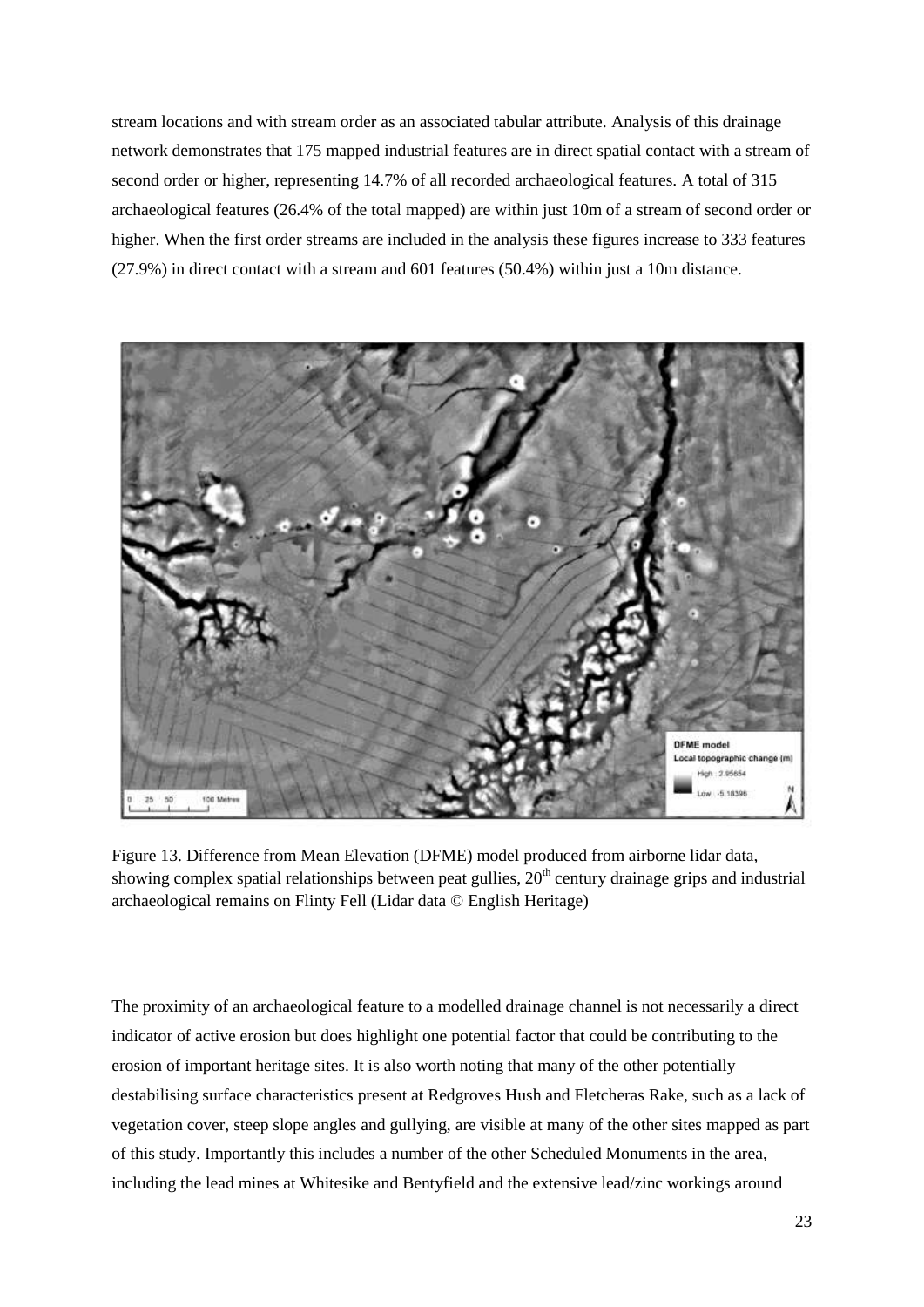stream locations and with stream order as an associated tabular attribute. Analysis of this drainage network demonstrates that 175 mapped industrial features are in direct spatial contact with a stream of second order or higher, representing 14.7% of all recorded archaeological features. A total of 315 archaeological features (26.4% of the total mapped) are within just 10m of a stream of second order or higher. When the first order streams are included in the analysis these figures increase to 333 features (27.9%) in direct contact with a stream and 601 features (50.4%) within just a 10m distance.

Figure 13. Difference from Mean Elevation (DFME) model produced from airborne lidar data, showing complex spatial relationships between peat gullies, 20th century drainage grips and industrial archaeological remains on Flinty Fell (Lidar data © English Heritage)

The proximity of an archaeological feature to a modelled drainage channel is not necessarily a direct indicator of active erosion but does highlight one potential factor that could be contributing to the erosion of important heritage sites. It is also worth noting that many of the other potentially destabilising surface characteristics present at Redgroves Hush and Fletcheras Rake, such as a lack of vegetation cover, steep slope angles and gullying, are visible at many of the other sites mapped as part of this study. Importantly this includes a number of the other Scheduled Monuments in the area, including the lead mines at Whitesike and Bentyfield and the extensive lead/zinc workings around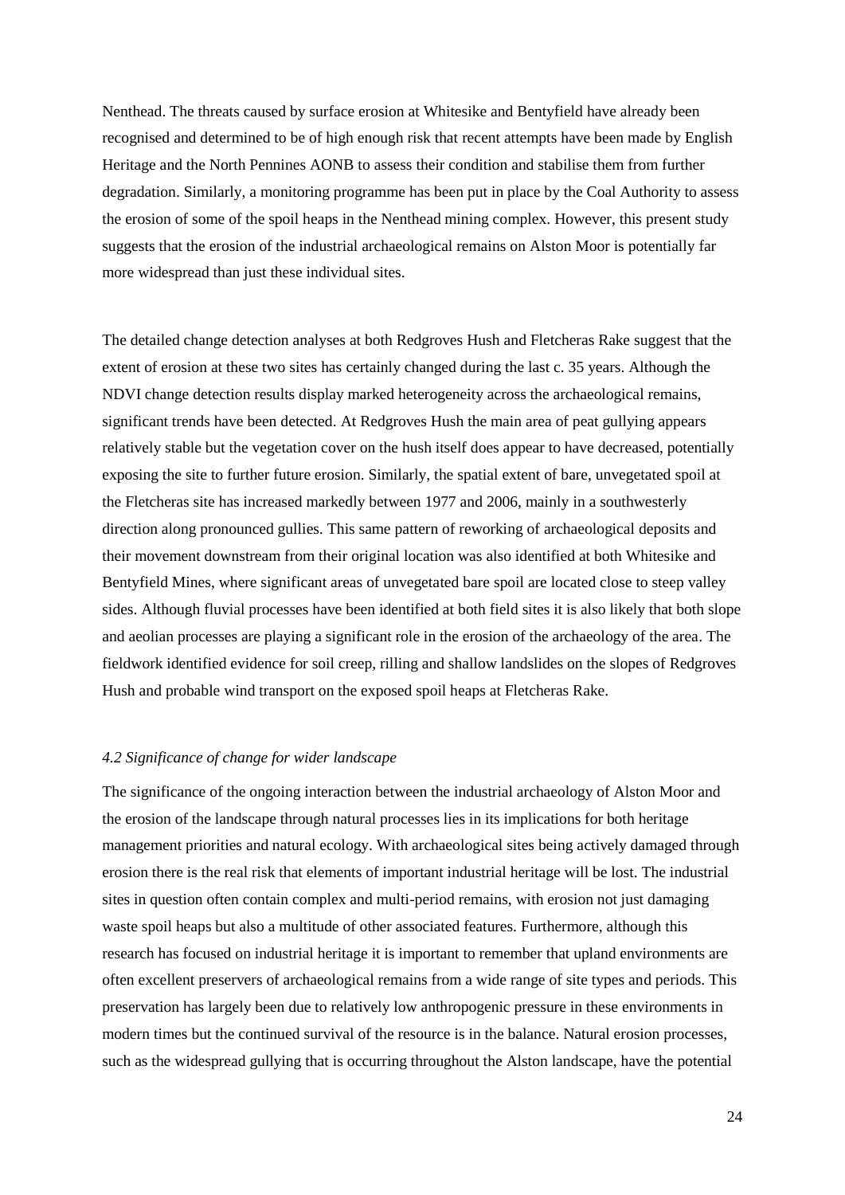Nenthead. The threats caused by surface erosion at Whitesike and Bentyfield have already been recognised and determined to be of high enough risk that recent attempts have been made by English Heritage and the North Pennines AONB to assess their condition and stabilise them from further degradation. Similarly, a monitoring programme has been put in place by the Coal Authority to assess the erosion of some of the spoil heaps in the Nenthead mining complex. However, this present study suggests that the erosion of the industrial archaeological remains on Alston Moor is potentially far more widespread than just these individual sites.

The detailed change detection analyses at both Redgroves Hush and Fletcheras Rake suggest that the extent of erosion at these two sites has certainly changed during the last c. 35 years. Although the NDVI change detection results display marked heterogeneity across the archaeological remains, significant trends have been detected. At Redgroves Hush the main area of peat gullying appears relatively stable but the vegetation cover on the hush itself does appear to have decreased, potentially exposing the site to further future erosion. Similarly, the spatial extent of bare, unvegetated spoil at the Fletcheras site has increased markedly between 1977 and 2006, mainly in a southwesterly direction along pronounced gullies. This same pattern of reworking of archaeological deposits and their movement downstream from their original location was also identified at both Whitesike and Bentyfield Mines, where significant areas of unvegetated bare spoil are located close to steep valley sides. Although fluvial processes have been identified at both field sites it is also likely that both slope and aeolian processes are playing a significant role in the erosion of the archaeology of the area. The fieldwork identified evidence for soil creep, rilling and shallow landslides on the slopes of Redgroves Hush and probable wind transport on the exposed spoil heaps at Fletcheras Rake.

### *4.2 Significance of change for wider landscape*

The significance of the ongoing interaction between the industrial archaeology of Alston Moor and the erosion of the landscape through natural processes lies in its implications for both heritage management priorities and natural ecology. With archaeological sites being actively damaged through erosion there is the real risk that elements of important industrial heritage will be lost. The industrial sites in question often contain complex and multi-period remains, with erosion not just damaging waste spoil heaps but also a multitude of other associated features. Furthermore, although this research has focused on industrial heritage it is important to remember that upland environments are often excellent preservers of archaeological remains from a wide range of site types and periods. This preservation has largely been due to relatively low anthropogenic pressure in these environments in modern times but the continued survival of the resource is in the balance. Natural erosion processes, such as the widespread gullying that is occurring throughout the Alston landscape, have the potential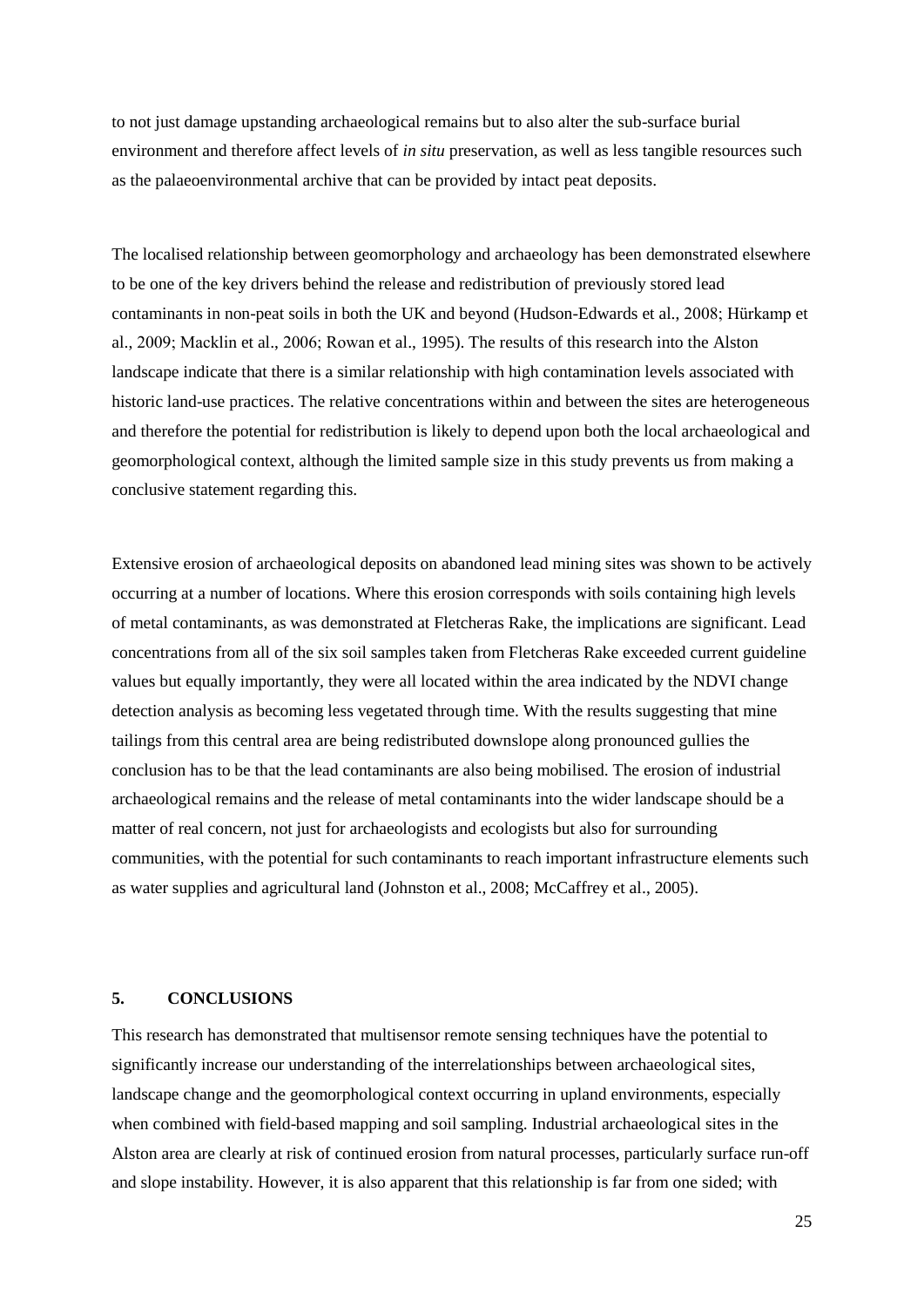to not just damage upstanding archaeological remains but to also alter the sub-surface burial environment and therefore affect levels of *in situ* preservation, as well as less tangible resources such as the palaeoenvironmental archive that can be provided by intact peat deposits.

The localised relationship between geomorphology and archaeology has been demonstrated elsewhere to be one of the key drivers behind the release and redistribution of previously stored lead contaminants in non-peat soils in both the UK and beyond (Hudson-Edwards et al., 2008; Hürkamp et al., 2009; Macklin et al., 2006; Rowan et al., 1995). The results of this research into the Alston landscape indicate that there is a similar relationship with high contamination levels associated with historic land-use practices. The relative concentrations within and between the sites are heterogeneous and therefore the potential for redistribution is likely to depend upon both the local archaeological and geomorphological context, although the limited sample size in this study prevents us from making a conclusive statement regarding this.

Extensive erosion of archaeological deposits on abandoned lead mining sites was shown to be actively occurring at a number of locations. Where this erosion corresponds with soils containing high levels of metal contaminants, as was demonstrated at Fletcheras Rake, the implications are significant. Lead concentrations from all of the six soil samples taken from Fletcheras Rake exceeded current guideline values but equally importantly, they were all located within the area indicated by the NDVI change detection analysis as becoming less vegetated through time. With the results suggesting that mine tailings from this central area are being redistributed downslope along pronounced gullies the conclusion has to be that the lead contaminants are also being mobilised. The erosion of industrial archaeological remains and the release of metal contaminants into the wider landscape should be a matter of real concern, not just for archaeologists and ecologists but also for surrounding communities, with the potential for such contaminants to reach important infrastructure elements such as water supplies and agricultural land (Johnston et al., 2008; McCaffrey et al., 2005).

## 5. CONCLUSIONS

This research has demonstrated that multisensor remote sensing techniques have the potential to significantly increase our understanding of the interrelationships between archaeological sites, landscape change and the geomorphological context occurring in upland environments, especially when combined with field-based mapping and soil sampling. Industrial archaeological sites in the Alston area are clearly at risk of continued erosion from natural processes, particularly surface run-off and slope instability. However, it is also apparent that this relationship is far from one sided; with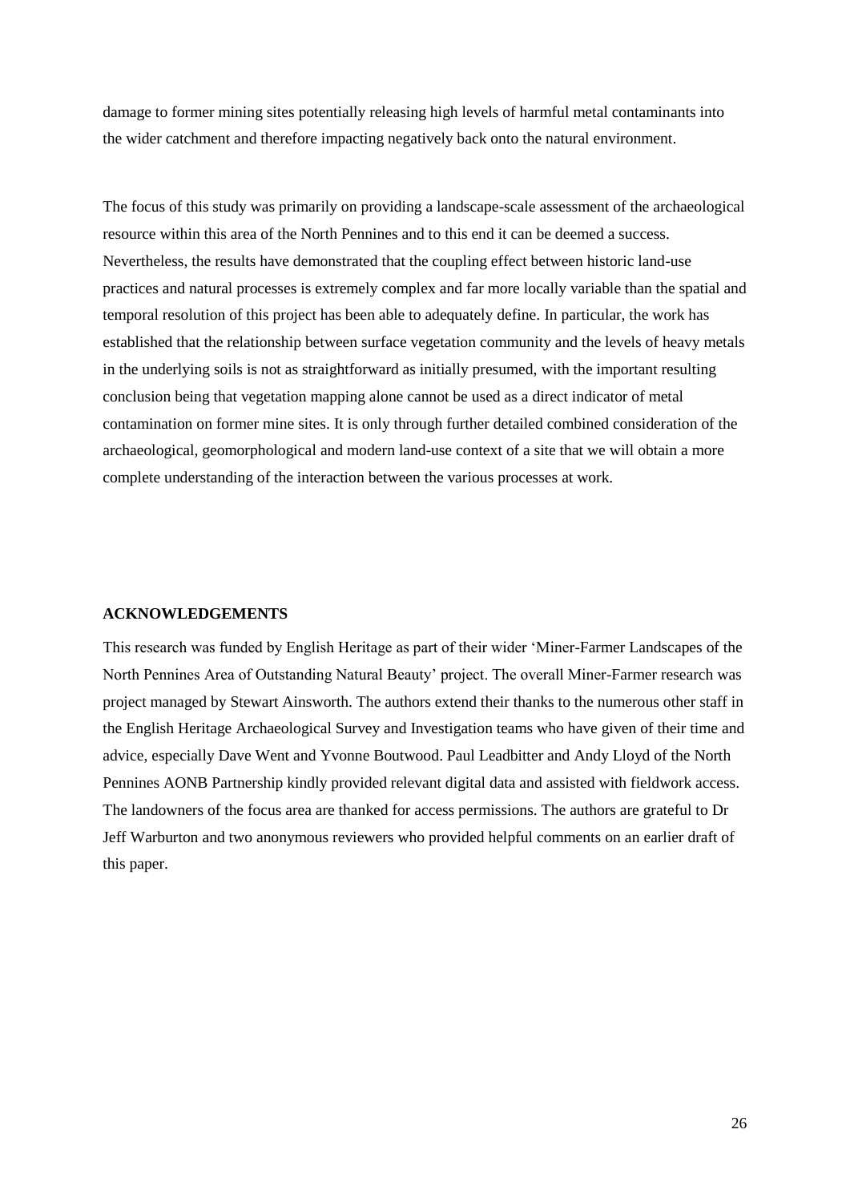damage to former mining sites potentially releasing high levels of harmful metal contaminants into the wider catchment and therefore impacting negatively back onto the natural environment.

The focus of this study was primarily on providing a landscape-scale assessment of the archaeological resource within this area of the North Pennines and to this end it can be deemed a success. Nevertheless, the results have demonstrated that the coupling effect between historic land-use practices and natural processes is extremely complex and far more locally variable than the spatial and temporal resolution of this project has been able to adequately define. In particular, the work has established that the relationship between surface vegetation community and the levels of heavy metals in the underlying soils is not as straightforward as initially presumed, with the important resulting conclusion being that vegetation mapping alone cannot be used as a direct indicator of metal contamination on former mine sites. It is only through further detailed combined consideration of the archaeological, geomorphological and modern land-use context of a site that we will obtain a more complete understanding of the interaction between the various processes at work.

## ACKNOWLEDGEMENTS

This research was funded by English Heritage as part of their wider 'Miner-Farmer Landscapes of the North Pennines Area of Outstanding Natural Beauty' project. The overall Miner-Farmer research was project managed by Stewart Ainsworth. The authors extend their thanks to the numerous other staff in the English Heritage Archaeological Survey and Investigation teams who have given of their time and advice, especially Dave Went and Yvonne Boutwood. Paul Leadbitter and Andy Lloyd of the North Pennines AONB Partnership kindly provided relevant digital data and assisted with fieldwork access. The landowners of the focus area are thanked for access permissions. The authors are grateful to Dr Jeff Warburton and two anonymous reviewers who provided helpful comments on an earlier draft of this paper.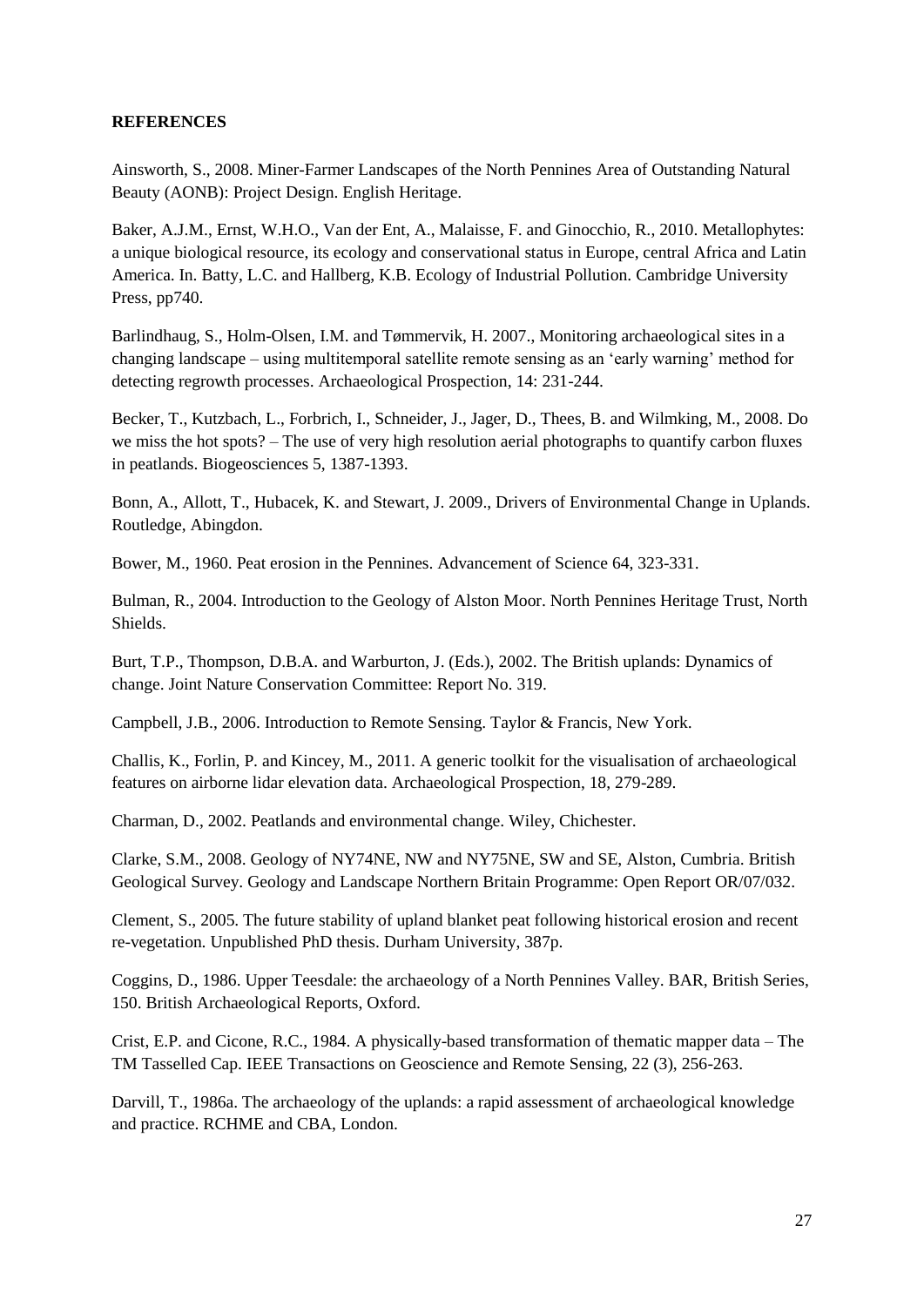**REFERENCES**

Ainsworth, S., 2008. Miner-Farmer Landscapes of the North Pennines Area of Outstanding Natural Beauty (AONB): Project Design. English Heritage.

Baker, A.J.M., Ernst, W.H.O., Van der Ent, A., Malaisse, F. and Ginocchio, R., 2010. Metallophytes: a unique biological resource, its ecology and conservational status in Europe, central Africa and Latin America. In. Batty, L.C. and Hallberg, K.B. Ecology of Industrial Pollution. Cambridge University Press, pp740.

Barlindhaug, S., Holm-Olsen, I.M. and Tømmervik, H. 2007., Monitoring archaeological sites in a changing landscape – using multitemporal satellite remote sensing as an 'early warning' method for detecting regrowth processes. Archaeological Prospection, 14: 231-244.

Becker, T., Kutzbach, L., Forbrich, I., Schneider, J., Jager, D., Thees, B. and Wilmking, M., 2008. Do we miss the hot spots? – The use of very high resolution aerial photographs to quantify carbon fluxes in peatlands. Biogeosciences 5, 1387-1393.

Bonn, A., Allott, T., Hubacek, K. and Stewart, J. 2009., Drivers of Environmental Change in Uplands. Routledge, Abingdon.

Bower, M., 1960. Peat erosion in the Pennines. Advancement of Science 64, 323-331.

Bulman, R., 2004. Introduction to the Geology of Alston Moor. North Pennines Heritage Trust, North Shields.

Burt, T.P., Thompson, D.B.A. and Warburton, J. (Eds.), 2002. The British uplands: Dynamics of change. Joint Nature Conservation Committee: Report No. 319.

Campbell, J.B., 2006. Introduction to Remote Sensing. Taylor & Francis, New York.

Challis, K., Forlin, P. and Kincey, M., 2011. A generic toolkit for the visualisation of archaeological features on airborne lidar elevation data. Archaeological Prospection, 18, 279-289.

Charman, D., 2002. Peatlands and environmental change. Wiley, Chichester.

Clarke, S.M., 2008. Geology of NY74NE, NW and NY75NE, SW and SE, Alston, Cumbria. British Geological Survey. Geology and Landscape Northern Britain Programme: Open Report OR/07/032.

Clement, S., 2005. The future stability of upland blanket peat following historical erosion and recent re-vegetation. Unpublished PhD thesis. Durham University, 387p.

Coggins, D., 1986. Upper Teesdale: the archaeology of a North Pennines Valley. BAR, British Series, 150. British Archaeological Reports, Oxford.

Crist, E.P. and Cicone, R.C., 1984. A physically-based transformation of thematic mapper data – The TM Tasselled Cap. IEEE Transactions on Geoscience and Remote Sensing, 22 (3), 256-263.

Darvill, T., 1986a. The archaeology of the uplands: a rapid assessment of archaeological knowledge and practice. RCHME and CBA, London.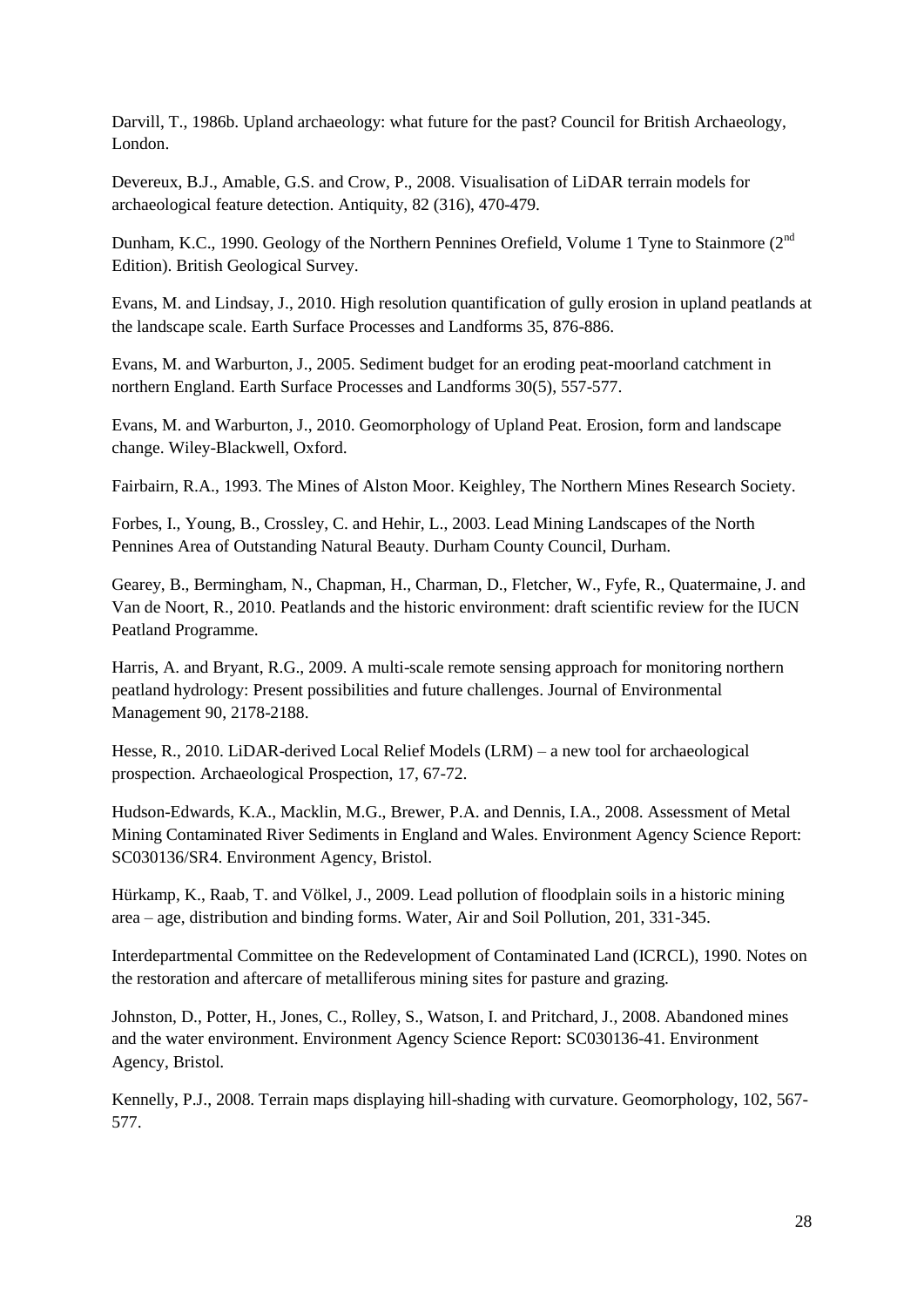Darvill, T., 1986b. Upland archaeology: what future for the past? Council for British Archaeology, London.

Devereux, B.J., Amable, G.S. and Crow, P., 2008. Visualisation of LiDAR terrain models for archaeological feature detection. Antiquity, 82 (316), 470-479.

Dunham, K.C., 1990. Geology of the Northern Pennines Orefield, Volume 1 Tyne to Stainmore (2nd Edition). British Geological Survey.

Evans, M. and Lindsay, J., 2010. High resolution quantification of gully erosion in upland peatlands at the landscape scale. Earth Surface Processes and Landforms 35, 876-886.

Evans, M. and Warburton, J., 2005. Sediment budget for an eroding peat-moorland catchment in northern England. Earth Surface Processes and Landforms 30(5), 557-577.

Evans, M. and Warburton, J., 2010. Geomorphology of Upland Peat. Erosion, form and landscape change. Wiley-Blackwell, Oxford.

Fairbairn, R.A., 1993. The Mines of Alston Moor. Keighley, The Northern Mines Research Society.

Forbes, I., Young, B., Crossley, C. and Hehir, L., 2003. Lead Mining Landscapes of the North Pennines Area of Outstanding Natural Beauty. Durham County Council, Durham.

Gearey, B., Bermingham, N., Chapman, H., Charman, D., Fletcher, W., Fyfe, R., Quatermaine, J. and Van de Noort, R., 2010. Peatlands and the historic environment: draft scientific review for the IUCN Peatland Programme.

Harris, A. and Bryant, R.G., 2009. A multi-scale remote sensing approach for monitoring northern peatland hydrology: Present possibilities and future challenges. Journal of Environmental Management 90, 2178-2188.

Hesse, R., 2010. LiDAR-derived Local Relief Models (LRM) – a new tool for archaeological prospection. Archaeological Prospection, 17, 67-72.

Hudson-Edwards, K.A., Macklin, M.G., Brewer, P.A. and Dennis, I.A., 2008. Assessment of Metal Mining Contaminated River Sediments in England and Wales. Environment Agency Science Report: SC030136/SR4. Environment Agency, Bristol.

Hürkamp, K., Raab, T. and Völkel, J., 2009. Lead pollution of floodplain soils in a historic mining area – age, distribution and binding forms. Water, Air and Soil Pollution, 201, 331-345.

Interdepartmental Committee on the Redevelopment of Contaminated Land (ICRCL), 1990. Notes on the restoration and aftercare of metalliferous mining sites for pasture and grazing.

Johnston, D., Potter, H., Jones, C., Rolley, S., Watson, I. and Pritchard, J., 2008. Abandoned mines and the water environment. Environment Agency Science Report: SC030136-41. Environment Agency, Bristol.

Kennelly, P.J., 2008. Terrain maps displaying hill-shading with curvature. Geomorphology, 102, 567-577.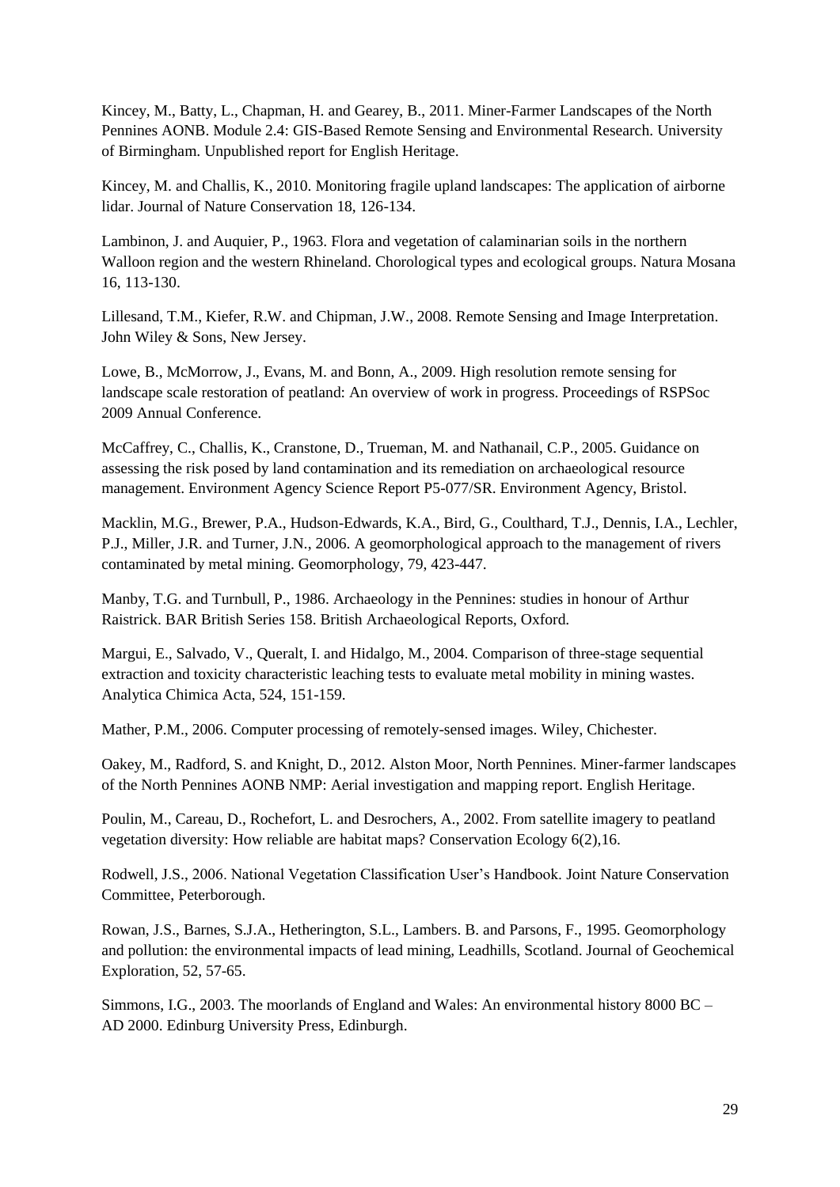Kincey, M., Batty, L., Chapman, H. and Gearey, B., 2011. Miner-Farmer Landscapes of the North Pennines AONB. Module 2.4: GIS-Based Remote Sensing and Environmental Research. University of Birmingham. Unpublished report for English Heritage.

Kincey, M. and Challis, K., 2010. Monitoring fragile upland landscapes: The application of airborne lidar. Journal of Nature Conservation 18, 126-134.

Lambinon, J. and Auquier, P., 1963. Flora and vegetation of calaminarian soils in the northern Walloon region and the western Rhineland. Chorological types and ecological groups. Natura Mosana 16, 113-130.

Lillesand, T.M., Kiefer, R.W. and Chipman, J.W., 2008. Remote Sensing and Image Interpretation. John Wiley & Sons, New Jersey.

Lowe, B., McMorrow, J., Evans, M. and Bonn, A., 2009. High resolution remote sensing for landscape scale restoration of peatland: An overview of work in progress. Proceedings of RSPSoc 2009 Annual Conference.

McCaffrey, C., Challis, K., Cranstone, D., Trueman, M. and Nathanail, C.P., 2005. Guidance on assessing the risk posed by land contamination and its remediation on archaeological resource management. Environment Agency Science Report P5-077/SR. Environment Agency, Bristol.

Macklin, M.G., Brewer, P.A., Hudson-Edwards, K.A., Bird, G., Coulthard, T.J., Dennis, I.A., Lechler, P.J., Miller, J.R. and Turner, J.N., 2006. A geomorphological approach to the management of rivers contaminated by metal mining. Geomorphology, 79, 423-447.

Manby, T.G. and Turnbull, P., 1986. Archaeology in the Pennines: studies in honour of Arthur Raistrick. BAR British Series 158. British Archaeological Reports, Oxford.

Margui, E., Salvado, V., Queralt, I. and Hidalgo, M., 2004. Comparison of three-stage sequential extraction and toxicity characteristic leaching tests to evaluate metal mobility in mining wastes. Analytica Chimica Acta, 524, 151-159.

Mather, P.M., 2006. Computer processing of remotely-sensed images. Wiley, Chichester.

Oakey, M., Radford, S. and Knight, D., 2012. Alston Moor, North Pennines. Miner-farmer landscapes of the North Pennines AONB NMP: Aerial investigation and mapping report. English Heritage.

Poulin, M., Careau, D., Rochefort, L. and Desrochers, A., 2002. From satellite imagery to peatland vegetation diversity: How reliable are habitat maps? Conservation Ecology 6(2),16.

Rodwell, J.S., 2006. National Vegetation Classification User's Handbook. Joint Nature Conservation Committee, Peterborough.

Rowan, J.S., Barnes, S.J.A., Hetherington, S.L., Lambers. B. and Parsons, F., 1995. Geomorphology and pollution: the environmental impacts of lead mining, Leadhills, Scotland. Journal of Geochemical Exploration, 52, 57-65.

Simmons, I.G., 2003. The moorlands of England and Wales: An environmental history 8000 BC – AD 2000. Edinburg University Press, Edinburgh.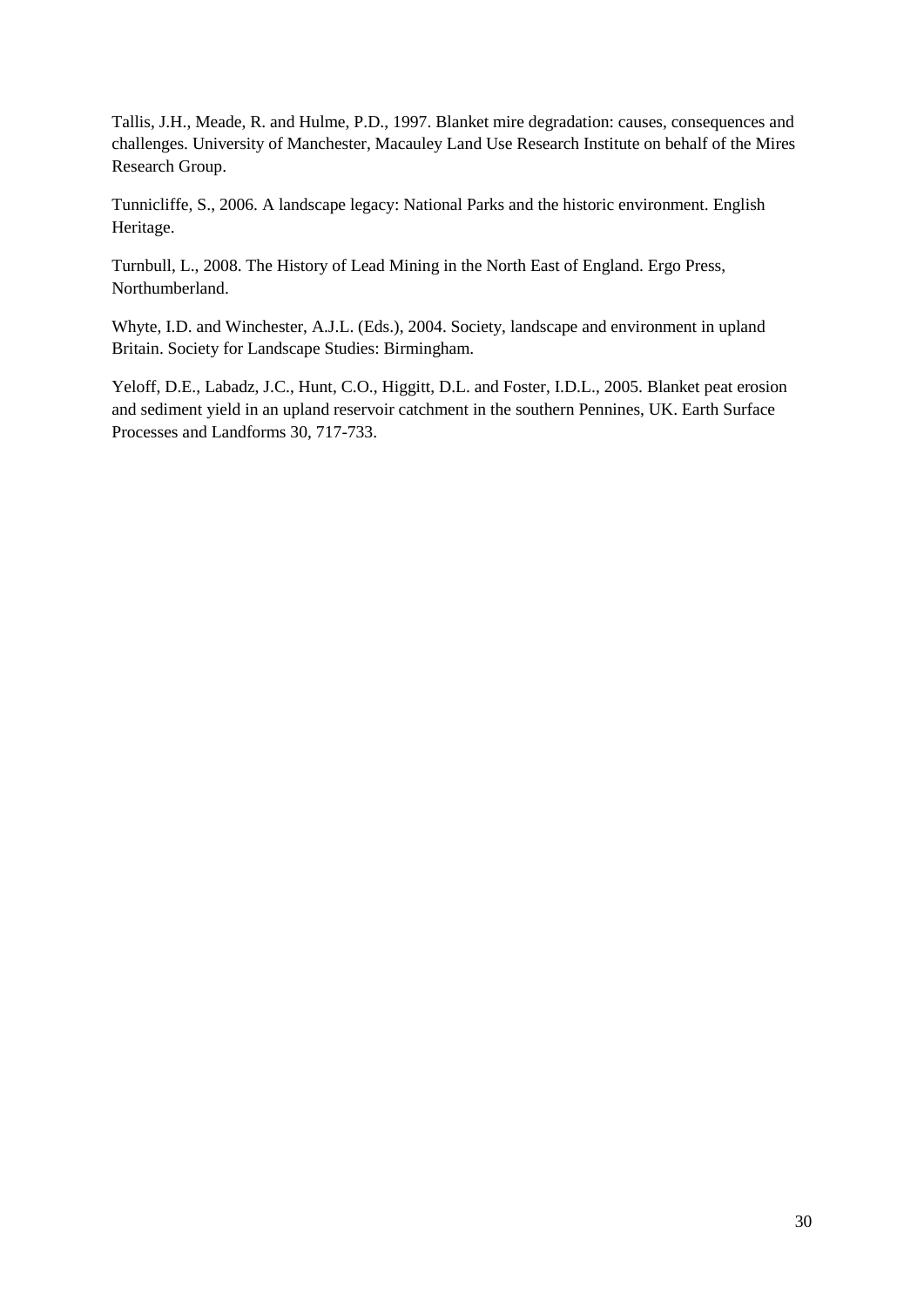Tallis, J.H., Meade, R. and Hulme, P.D., 1997. Blanket mire degradation: causes, consequences and challenges. University of Manchester, Macauley Land Use Research Institute on behalf of the Mires Research Group.

Tunnicliffe, S., 2006. A landscape legacy: National Parks and the historic environment. English Heritage.

Turnbull, L., 2008. The History of Lead Mining in the North East of England. Ergo Press, Northumberland.

Whyte, I.D. and Winchester, A.J.L. (Eds.), 2004. Society, landscape and environment in upland Britain. Society for Landscape Studies: Birmingham.

Yeloff, D.E., Labadz, J.C., Hunt, C.O., Higgitt, D.L. and Foster, I.D.L., 2005. Blanket peat erosion and sediment yield in an upland reservoir catchment in the southern Pennines, UK. Earth Surface Processes and Landforms 30, 717-733.